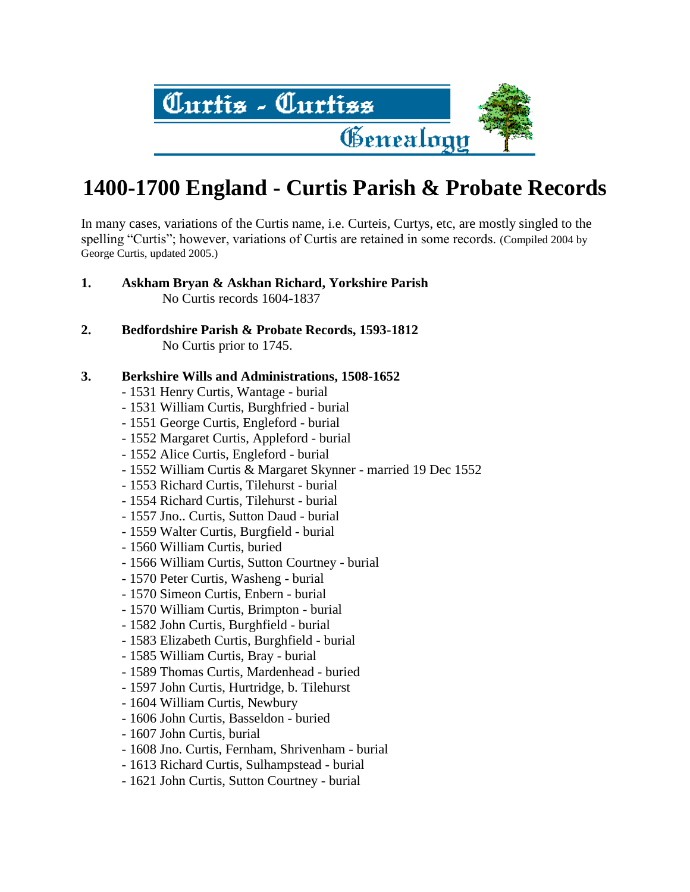Curtis - Curtiss Genealogy

# 1400-1700 England - Curtis Parish & Probate Records

In many cases, variations of the Curtis name, i.e. Curteis, Curtys, etc, are mostly singled to the spelling "Curtis"; however, variations of Curtis are retained in some records. (Compiled 2004 by George Curtis, updated 2005.)

1. **Askham Bryan & Askhan Richard, Yorkshire Parish**
   No Curtis records 1604-1837

2. **Bedfordshire Parish & Probate Records, 1593-1812**
   No Curtis prior to 1745.

3. **Berkshire Wills and Administrations, 1508-1652**
   - 1531 Henry Curtis, Wantage - burial
   - 1531 William Curtis, Burghfried - burial
   - 1551 George Curtis, Engleford - burial
   - 1552 Margaret Curtis, Appleford - burial
   - 1552 Alice Curtis, Engleford - burial
   - 1552 William Curtis & Margaret Skynner - married 19 Dec 1552
   - 1553 Richard Curtis, Tilehurst - burial
   - 1554 Richard Curtis, Tilehurst - burial
   - 1557 Jno.. Curtis, Sutton Daud - burial
   - 1559 Walter Curtis, Burgfield - burial
   - 1560 William Curtis, buried
   - 1566 William Curtis, Sutton Courtney - burial
   - 1570 Peter Curtis, Washeng - burial
   - 1570 Simeon Curtis, Enbern - burial
   - 1570 William Curtis, Brimpton - burial
   - 1582 John Curtis, Burghfield - burial
   - 1583 Elizabeth Curtis, Burghfield - burial
   - 1585 William Curtis, Bray - burial
   - 1589 Thomas Curtis, Mardenhead - buried
   - 1597 John Curtis, Hurtridge, b. Tilehurst
   - 1604 William Curtis, Newbury
   - 1606 John Curtis, Basseldon - buried
   - 1607 John Curtis, burial
   - 1608 Jno. Curtis, Fernham, Shrivenham - burial
   - 1613 Richard Curtis, Sulhampstead - burial
   - 1621 John Curtis, Sutton Courtney - burial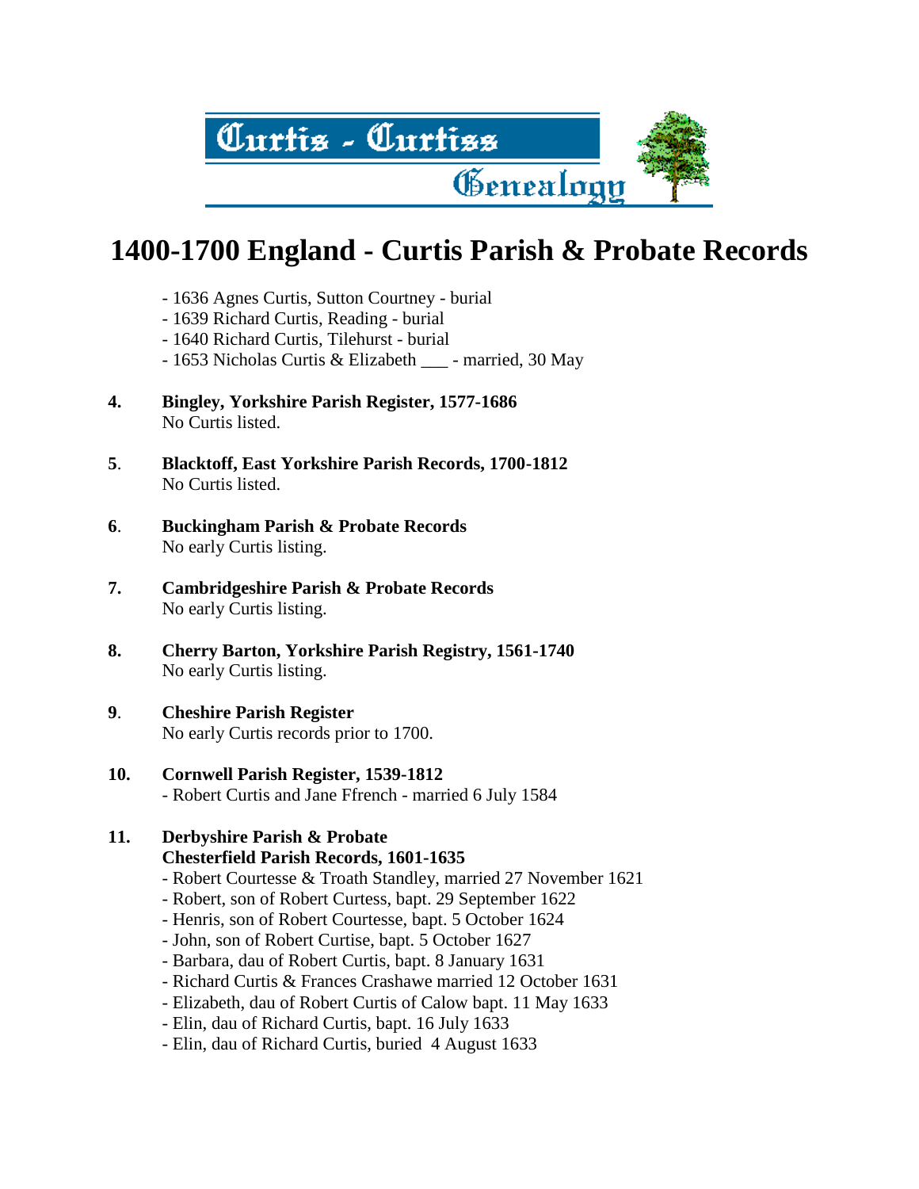# 1400-1700 England - Curtis Parish & Probate Records

- 1636 Agnes Curtis, Sutton Courtney - burial
- 1639 Richard Curtis, Reading - burial
- 1640 Richard Curtis, Tilehurst - burial
- 1653 Nicholas Curtis & Elizabeth ___ - married, 30 May

**4. Bingley, Yorkshire Parish Register, 1577-1686**
No Curtis listed.

**5. Blacktoff, East Yorkshire Parish Records, 1700-1812**
No Curtis listed.

**6. Buckingham Parish & Probate Records**
No early Curtis listing.

**7. Cambridgeshire Parish & Probate Records**
No early Curtis listing.

**8. Cherry Barton, Yorkshire Parish Registry, 1561-1740**
No early Curtis listing.

**9. Cheshire Parish Register**
No early Curtis records prior to 1700.

**10. Cornwell Parish Register, 1539-1812**
- Robert Curtis and Jane Ffrench - married 6 July 1584

**11. Derbyshire Parish & Probate**
**Chesterfield Parish Records, 1601-1635**
- Robert Courtesse & Troath Standley, married 27 November 1621
- Robert, son of Robert Curtess, bapt. 29 September 1622
- Henris, son of Robert Courtesse, bapt. 5 October 1624
- John, son of Robert Curtise, bapt. 5 October 1627
- Barbara, dau of Robert Curtis, bapt. 8 January 1631
- Richard Curtis & Frances Crashawe married 12 October 1631
- Elizabeth, dau of Robert Curtis of Calow bapt. 11 May 1633
- Elin, dau of Richard Curtis, bapt. 16 July 1633
- Elin, dau of Richard Curtis, buried 4 August 1633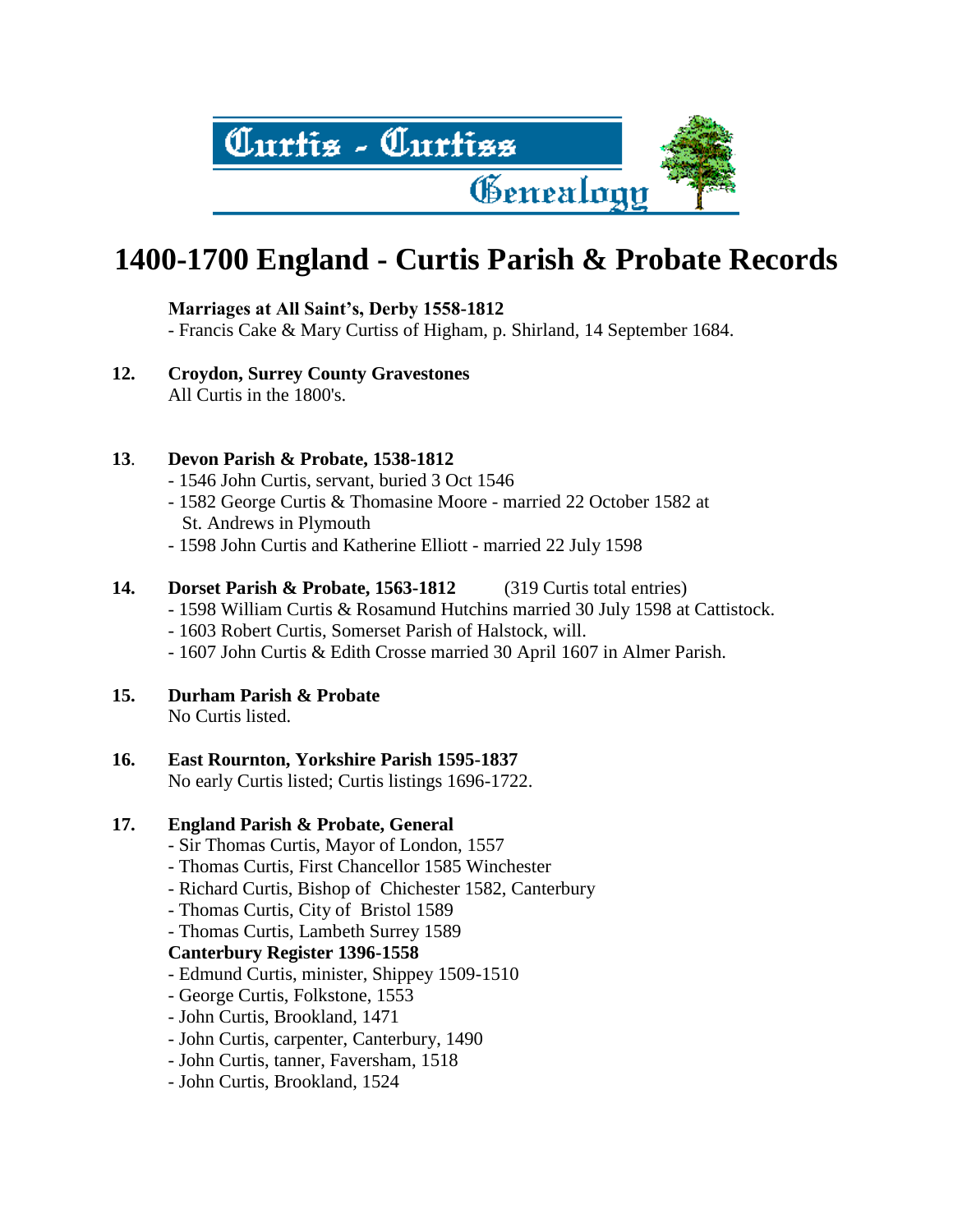Curtis - Curtiss Genealogy

# 1400-1700 England - Curtis Parish & Probate Records

**Marriages at All Saint's, Derby 1558-1812**
- Francis Cake & Mary Curtiss of Higham, p. Shirland, 14 September 1684.

**12. Croydon, Surrey County Gravestones**
All Curtis in the 1800's.

**13. Devon Parish & Probate, 1538-1812**
- 1546 John Curtis, servant, buried 3 Oct 1546
- 1582 George Curtis & Thomasine Moore - married 22 October 1582 at St. Andrews in Plymouth
- 1598 John Curtis and Katherine Elliott - married 22 July 1598

**14. Dorset Parish & Probate, 1563-1812** (319 Curtis total entries)
- 1598 William Curtis & Rosamund Hutchins married 30 July 1598 at Cattistock.
- 1603 Robert Curtis, Somerset Parish of Halstock, will.
- 1607 John Curtis & Edith Crosse married 30 April 1607 in Almer Parish.

**15. Durham Parish & Probate**
No Curtis listed.

**16. East Rournton, Yorkshire Parish 1595-1837**
No early Curtis listed; Curtis listings 1696-1722.

**17. England Parish & Probate, General**
- Sir Thomas Curtis, Mayor of London, 1557
- Thomas Curtis, First Chancellor 1585 Winchester
- Richard Curtis, Bishop of Chichester 1582, Canterbury
- Thomas Curtis, City of Bristol 1589
- Thomas Curtis, Lambeth Surrey 1589

**Canterbury Register 1396-1558**
- Edmund Curtis, minister, Shippey 1509-1510
- George Curtis, Folkstone, 1553
- John Curtis, Brookland, 1471
- John Curtis, carpenter, Canterbury, 1490
- John Curtis, tanner, Faversham, 1518
- John Curtis, Brookland, 1524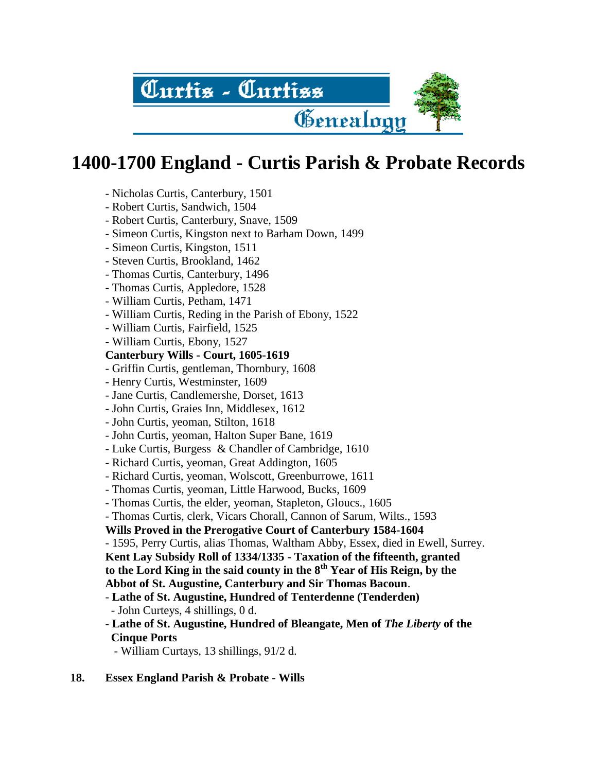# 1400-1700 England - Curtis Parish & Probate Records

- Nicholas Curtis, Canterbury, 1501
- Robert Curtis, Sandwich, 1504
- Robert Curtis, Canterbury, Snave, 1509
- Simeon Curtis, Kingston next to Barham Down, 1499
- Simeon Curtis, Kingston, 1511
- Steven Curtis, Brookland, 1462
- Thomas Curtis, Canterbury, 1496
- Thomas Curtis, Appledore, 1528
- William Curtis, Petham, 1471
- William Curtis, Reding in the Parish of Ebony, 1522
- William Curtis, Fairfield, 1525
- William Curtis, Ebony, 1527

**Canterbury Wills - Court, 1605-1619**

- Griffin Curtis, gentleman, Thornbury, 1608
- Henry Curtis, Westminster, 1609
- Jane Curtis, Candlemershe, Dorset, 1613
- John Curtis, Graies Inn, Middlesex, 1612
- John Curtis, yeoman, Stilton, 1618
- John Curtis, yeoman, Halton Super Bane, 1619
- Luke Curtis, Burgess & Chandler of Cambridge, 1610
- Richard Curtis, yeoman, Great Addington, 1605
- Richard Curtis, yeoman, Wolscott, Greenburrowe, 1611
- Thomas Curtis, yeoman, Little Harwood, Bucks, 1609
- Thomas Curtis, the elder, yeoman, Stapleton, Gloucs., 1605
- Thomas Curtis, clerk, Vicars Chorall, Cannon of Sarum, Wilts., 1593

**Wills Proved in the Prerogative Court of Canterbury 1584-1604**

- 1595, Perry Curtis, alias Thomas, Waltham Abby, Essex, died in Ewell, Surrey.

**Kent Lay Subsidy Roll of 1334/1335 - Taxation of the fifteenth, granted to the Lord King in the said county in the 8th Year of His Reign, by the Abbot of St. Augustine, Canterbury and Sir Thomas Bacoun**.

- **Lathe of St. Augustine, Hundred of Tenterdenne (Tenderden)**
  - John Curteys, 4 shillings, 0 d.
- **Lathe of St. Augustine, Hundred of Bleangate, Men of *The Liberty* of the Cinque Ports**
  - William Curtays, 13 shillings, 91/2 d.

**18. Essex England Parish & Probate - Wills**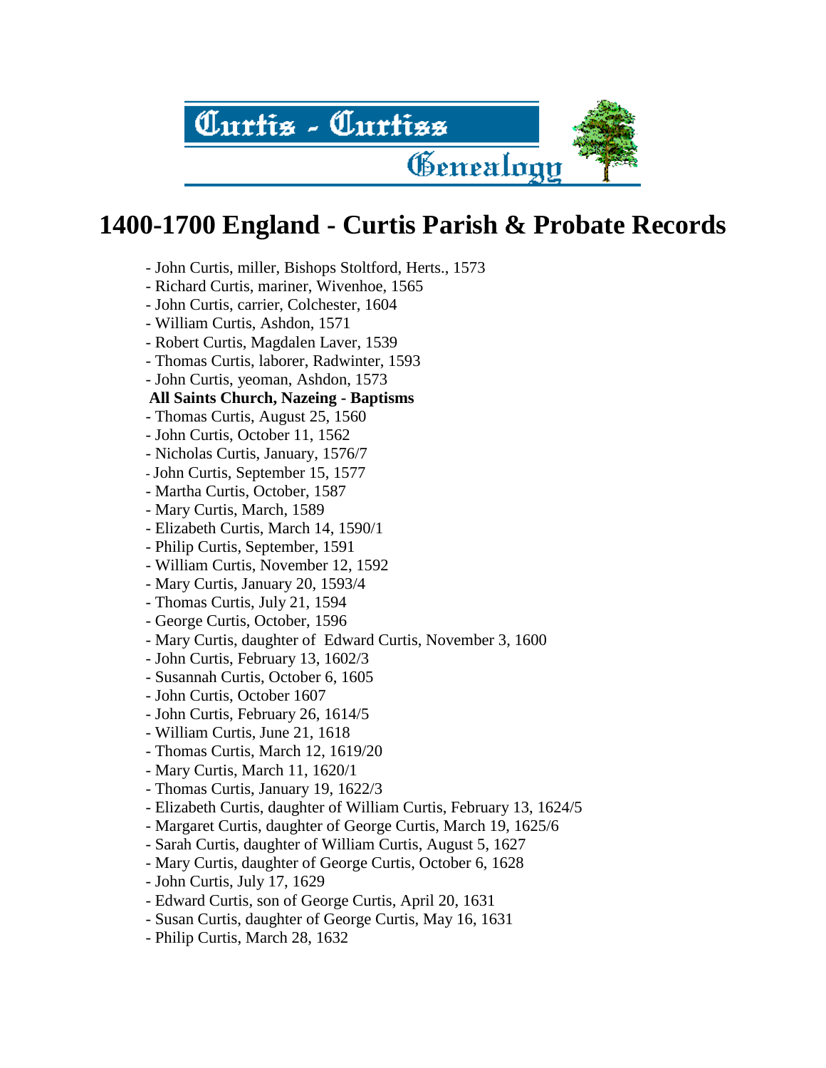# 1400-1700 England - Curtis Parish & Probate Records

- John Curtis, miller, Bishops Stoltford, Herts., 1573
- Richard Curtis, mariner, Wivenhoe, 1565
- John Curtis, carrier, Colchester, 1604
- William Curtis, Ashdon, 1571
- Robert Curtis, Magdalen Laver, 1539
- Thomas Curtis, laborer, Radwinter, 1593
- John Curtis, yeoman, Ashdon, 1573

**All Saints Church, Nazeing - Baptisms**

- Thomas Curtis, August 25, 1560
- John Curtis, October 11, 1562
- Nicholas Curtis, January, 1576/7
- John Curtis, September 15, 1577
- Martha Curtis, October, 1587
- Mary Curtis, March, 1589
- Elizabeth Curtis, March 14, 1590/1
- Philip Curtis, September, 1591
- William Curtis, November 12, 1592
- Mary Curtis, January 20, 1593/4
- Thomas Curtis, July 21, 1594
- George Curtis, October, 1596
- Mary Curtis, daughter of Edward Curtis, November 3, 1600
- John Curtis, February 13, 1602/3
- Susannah Curtis, October 6, 1605
- John Curtis, October 1607
- John Curtis, February 26, 1614/5
- William Curtis, June 21, 1618
- Thomas Curtis, March 12, 1619/20
- Mary Curtis, March 11, 1620/1
- Thomas Curtis, January 19, 1622/3
- Elizabeth Curtis, daughter of William Curtis, February 13, 1624/5
- Margaret Curtis, daughter of George Curtis, March 19, 1625/6
- Sarah Curtis, daughter of William Curtis, August 5, 1627
- Mary Curtis, daughter of George Curtis, October 6, 1628
- John Curtis, July 17, 1629
- Edward Curtis, son of George Curtis, April 20, 1631
- Susan Curtis, daughter of George Curtis, May 16, 1631
- Philip Curtis, March 28, 1632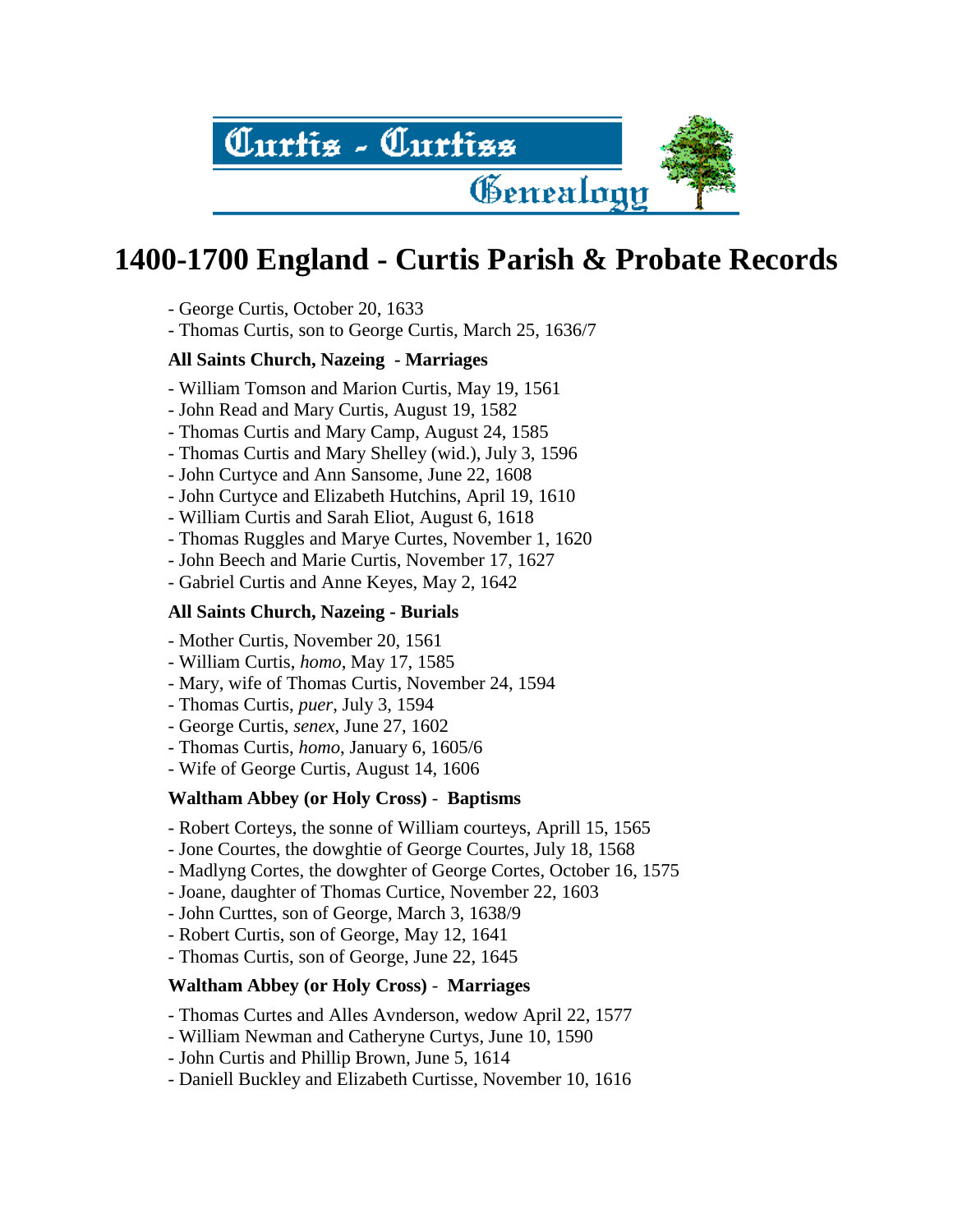# 1400-1700 England - Curtis Parish & Probate Records

- George Curtis, October 20, 1633
- Thomas Curtis, son to George Curtis, March 25, 1636/7

**All Saints Church, Nazeing - Marriages**

- William Tomson and Marion Curtis, May 19, 1561
- John Read and Mary Curtis, August 19, 1582
- Thomas Curtis and Mary Camp, August 24, 1585
- Thomas Curtis and Mary Shelley (wid.), July 3, 1596
- John Curtyce and Ann Sansome, June 22, 1608
- John Curtyce and Elizabeth Hutchins, April 19, 1610
- William Curtis and Sarah Eliot, August 6, 1618
- Thomas Ruggles and Marye Curtes, November 1, 1620
- John Beech and Marie Curtis, November 17, 1627
- Gabriel Curtis and Anne Keyes, May 2, 1642

**All Saints Church, Nazeing - Burials**

- Mother Curtis, November 20, 1561
- William Curtis, *homo*, May 17, 1585
- Mary, wife of Thomas Curtis, November 24, 1594
- Thomas Curtis, *puer*, July 3, 1594
- George Curtis, *senex*, June 27, 1602
- Thomas Curtis, *homo*, January 6, 1605/6
- Wife of George Curtis, August 14, 1606

**Waltham Abbey (or Holy Cross) - Baptisms**

- Robert Corteys, the sonne of William courteys, Aprill 15, 1565
- Jone Courtes, the dowghtie of George Courtes, July 18, 1568
- Madlyng Cortes, the dowghter of George Cortes, October 16, 1575
- Joane, daughter of Thomas Curtice, November 22, 1603
- John Curttes, son of George, March 3, 1638/9
- Robert Curtis, son of George, May 12, 1641
- Thomas Curtis, son of George, June 22, 1645

**Waltham Abbey (or Holy Cross) - Marriages**

- Thomas Curtes and Alles Avnderson, wedow April 22, 1577
- William Newman and Catheryne Curtys, June 10, 1590
- John Curtis and Phillip Brown, June 5, 1614
- Daniell Buckley and Elizabeth Curtisse, November 10, 1616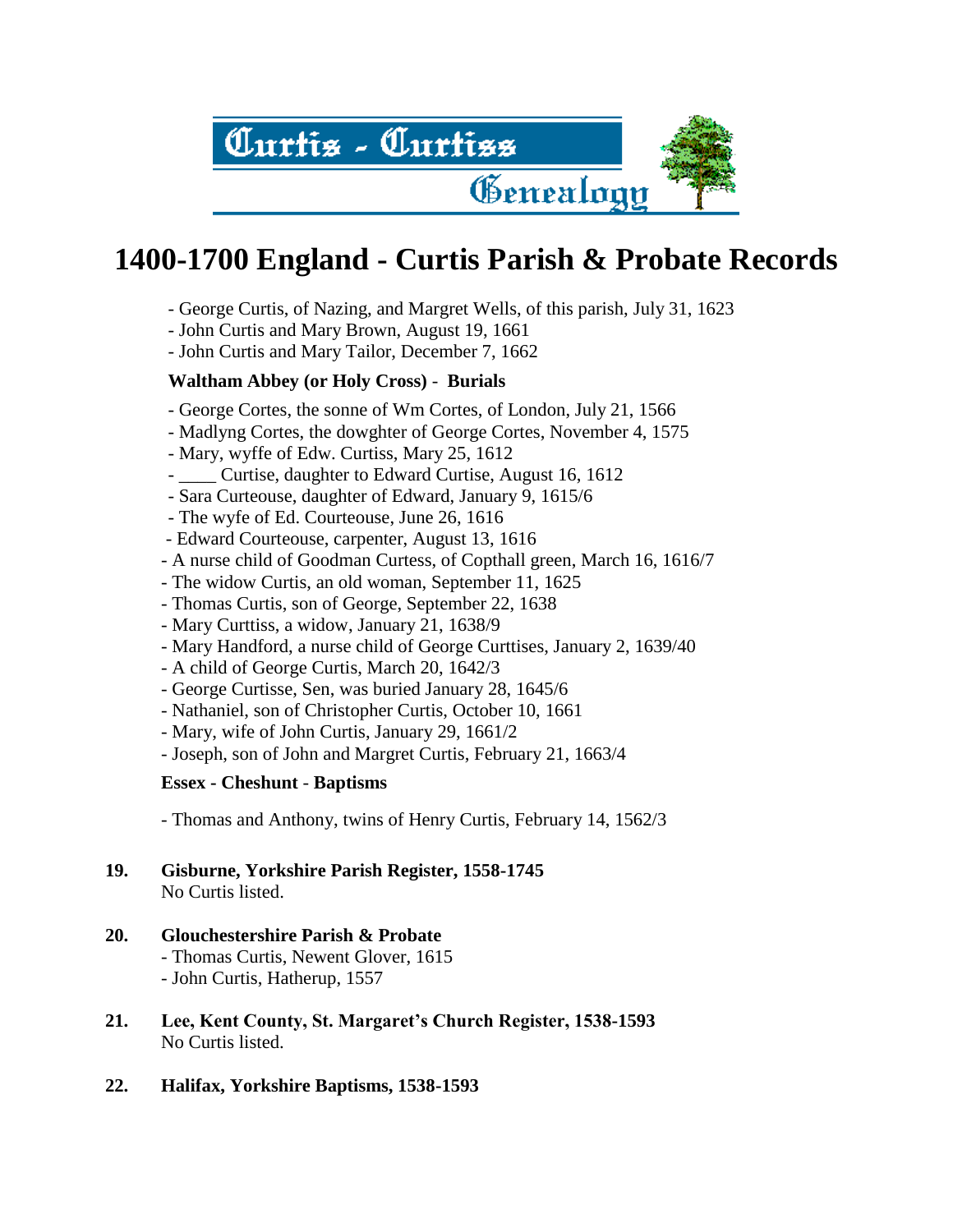# 1400-1700 England - Curtis Parish & Probate Records

- George Curtis, of Nazing, and Margret Wells, of this parish, July 31, 1623
- John Curtis and Mary Brown, August 19, 1661
- John Curtis and Mary Tailor, December 7, 1662

**Waltham Abbey (or Holy Cross) - Burials**

- George Cortes, the sonne of Wm Cortes, of London, July 21, 1566
- Madlyng Cortes, the dowghter of George Cortes, November 4, 1575
- Mary, wyffe of Edw. Curtiss, Mary 25, 1612
- ____ Curtise, daughter to Edward Curtise, August 16, 1612
- Sara Curteouse, daughter of Edward, January 9, 1615/6
- The wyfe of Ed. Courteouse, June 26, 1616
- Edward Courteouse, carpenter, August 13, 1616
- A nurse child of Goodman Curtess, of Copthall green, March 16, 1616/7
- The widow Curtis, an old woman, September 11, 1625
- Thomas Curtis, son of George, September 22, 1638
- Mary Curttiss, a widow, January 21, 1638/9
- Mary Handford, a nurse child of George Curttises, January 2, 1639/40
- A child of George Curtis, March 20, 1642/3
- George Curtisse, Sen, was buried January 28, 1645/6
- Nathaniel, son of Christopher Curtis, October 10, 1661
- Mary, wife of John Curtis, January 29, 1661/2
- Joseph, son of John and Margret Curtis, February 21, 1663/4

**Essex - Cheshunt - Baptisms**

- Thomas and Anthony, twins of Henry Curtis, February 14, 1562/3

**19. Gisburne, Yorkshire Parish Register, 1558-1745**

No Curtis listed.

**20. Glouchestershire Parish & Probate**

- Thomas Curtis, Newent Glover, 1615
- John Curtis, Hatherup, 1557

**21. Lee, Kent County, St. Margaret's Church Register, 1538-1593**

No Curtis listed.

**22. Halifax, Yorkshire Baptisms, 1538-1593**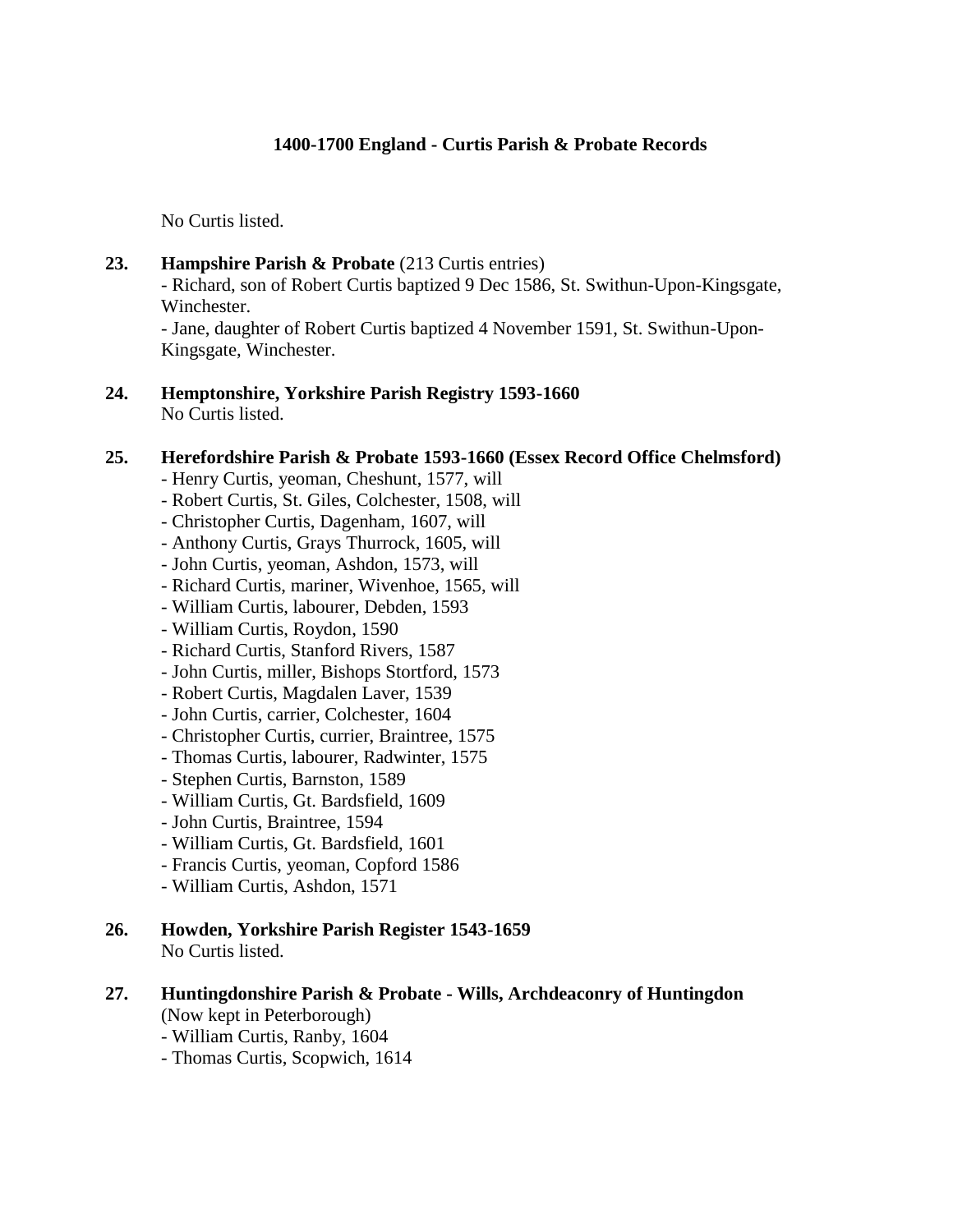**1400-1700 England - Curtis Parish & Probate Records**

No Curtis listed.

**23. Hampshire Parish & Probate** (213 Curtis entries)
- Richard, son of Robert Curtis baptized 9 Dec 1586, St. Swithun-Upon-Kingsgate, Winchester.
- Jane, daughter of Robert Curtis baptized 4 November 1591, St. Swithun-Upon-Kingsgate, Winchester.

**24. Hemptonshire, Yorkshire Parish Registry 1593-1660**
No Curtis listed.

**25. Herefordshire Parish & Probate 1593-1660 (Essex Record Office Chelmsford)**
- Henry Curtis, yeoman, Cheshunt, 1577, will
- Robert Curtis, St. Giles, Colchester, 1508, will
- Christopher Curtis, Dagenham, 1607, will
- Anthony Curtis, Grays Thurrock, 1605, will
- John Curtis, yeoman, Ashdon, 1573, will
- Richard Curtis, mariner, Wivenhoe, 1565, will
- William Curtis, labourer, Debden, 1593
- William Curtis, Roydon, 1590
- Richard Curtis, Stanford Rivers, 1587
- John Curtis, miller, Bishops Stortford, 1573
- Robert Curtis, Magdalen Laver, 1539
- John Curtis, carrier, Colchester, 1604
- Christopher Curtis, currier, Braintree, 1575
- Thomas Curtis, labourer, Radwinter, 1575
- Stephen Curtis, Barnston, 1589
- William Curtis, Gt. Bardsfield, 1609
- John Curtis, Braintree, 1594
- William Curtis, Gt. Bardsfield, 1601
- Francis Curtis, yeoman, Copford 1586
- William Curtis, Ashdon, 1571

**26. Howden, Yorkshire Parish Register 1543-1659**
No Curtis listed.

**27. Huntingdonshire Parish & Probate - Wills, Archdeaconry of Huntingdon**
(Now kept in Peterborough)
- William Curtis, Ranby, 1604
- Thomas Curtis, Scopwich, 1614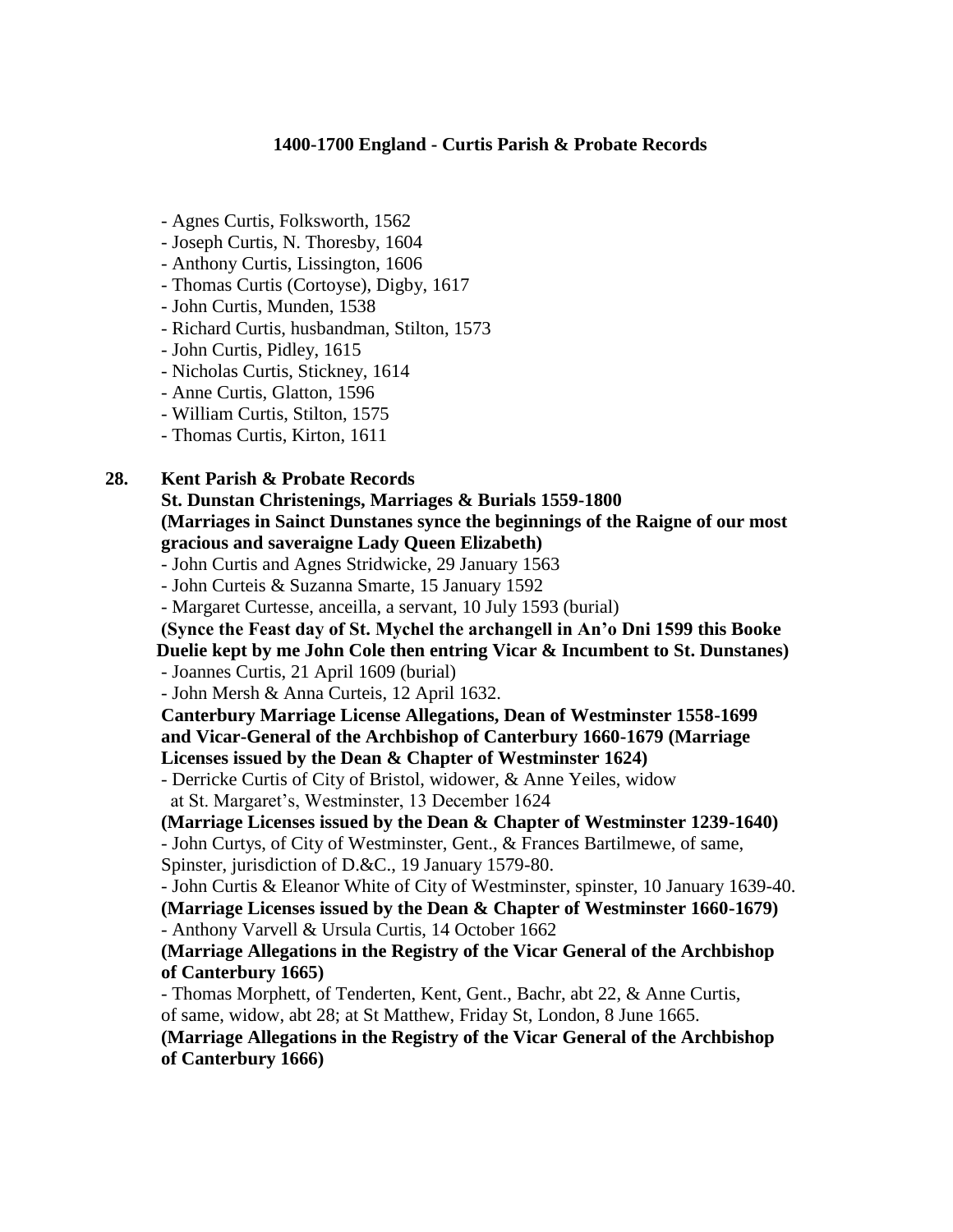**1400-1700 England - Curtis Parish & Probate Records**

- Agnes Curtis, Folksworth, 1562
- Joseph Curtis, N. Thoresby, 1604
- Anthony Curtis, Lissington, 1606
- Thomas Curtis (Cortoyse), Digby, 1617
- John Curtis, Munden, 1538
- Richard Curtis, husbandman, Stilton, 1573
- John Curtis, Pidley, 1615
- Nicholas Curtis, Stickney, 1614
- Anne Curtis, Glatton, 1596
- William Curtis, Stilton, 1575
- Thomas Curtis, Kirton, 1611

**28. Kent Parish & Probate Records**

**St. Dunstan Christenings, Marriages & Burials 1559-1800**
**(Marriages in Sainct Dunstanes synce the beginnings of the Raigne of our most gracious and saveraigne Lady Queen Elizabeth)**

- John Curtis and Agnes Stridwicke, 29 January 1563
- John Curteis & Suzanna Smarte, 15 January 1592
- Margaret Curtesse, anceilla, a servant, 10 July 1593 (burial)

**(Synce the Feast day of St. Mychel the archangell in An'o Dni 1599 this Booke Duelie kept by me John Cole then entring Vicar & Incumbent to St. Dunstanes)**

- Joannes Curtis, 21 April 1609 (burial)
- John Mersh & Anna Curteis, 12 April 1632.

**Canterbury Marriage License Allegations, Dean of Westminster 1558-1699 and Vicar-General of the Archbishop of Canterbury 1660-1679 (Marriage Licenses issued by the Dean & Chapter of Westminster 1624)**

- Derricke Curtis of City of Bristol, widower, & Anne Yeiles, widow at St. Margaret's, Westminster, 13 December 1624

**(Marriage Licenses issued by the Dean & Chapter of Westminster 1239-1640)**

- John Curtys, of City of Westminster, Gent., & Frances Bartilmewe, of same, Spinster, jurisdiction of D.&C., 19 January 1579-80.
- John Curtis & Eleanor White of City of Westminster, spinster, 10 January 1639-40.

**(Marriage Licenses issued by the Dean & Chapter of Westminster 1660-1679)**

- Anthony Varvell & Ursula Curtis, 14 October 1662

**(Marriage Allegations in the Registry of the Vicar General of the Archbishop of Canterbury 1665)**

- Thomas Morphett, of Tenderten, Kent, Gent., Bachr, abt 22, & Anne Curtis, of same, widow, abt 28; at St Matthew, Friday St, London, 8 June 1665.

**(Marriage Allegations in the Registry of the Vicar General of the Archbishop of Canterbury 1666)**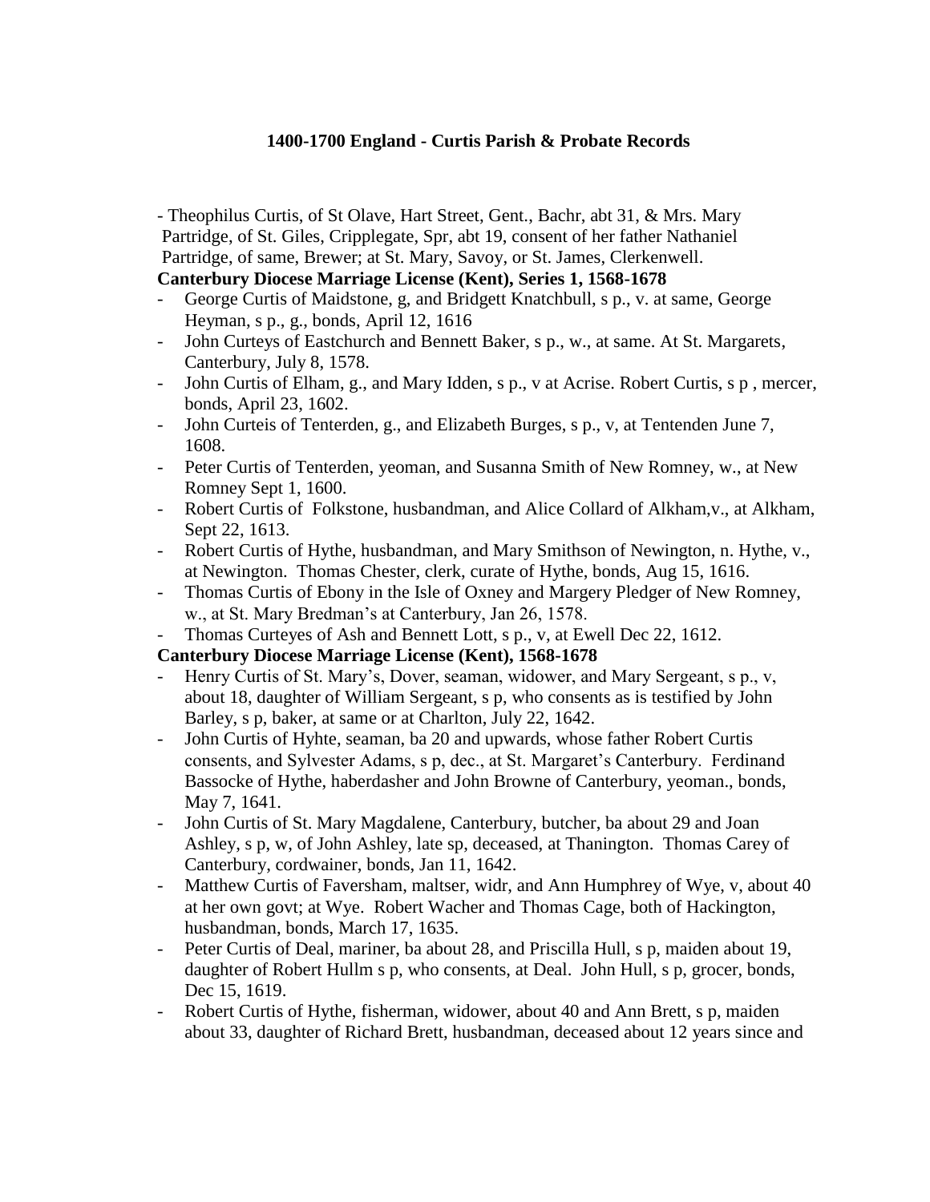### 1400-1700 England - Curtis Parish & Probate Records

- Theophilus Curtis, of St Olave, Hart Street, Gent., Bachr, abt 31, & Mrs. Mary Partridge, of St. Giles, Cripplegate, Spr, abt 19, consent of her father Nathaniel Partridge, of same, Brewer; at St. Mary, Savoy, or St. James, Clerkenwell.

**Canterbury Diocese Marriage License (Kent), Series 1, 1568-1678**

- George Curtis of Maidstone, g, and Bridgett Knatchbull, s p., v. at same, George Heyman, s p., g., bonds, April 12, 1616
- John Curteys of Eastchurch and Bennett Baker, s p., w., at same. At St. Margarets, Canterbury, July 8, 1578.
- John Curtis of Elham, g., and Mary Idden, s p., v at Acrise. Robert Curtis, s p , mercer, bonds, April 23, 1602.
- John Curteis of Tenterden, g., and Elizabeth Burges, s p., v, at Tentenden June 7, 1608.
- Peter Curtis of Tenterden, yeoman, and Susanna Smith of New Romney, w., at New Romney Sept 1, 1600.
- Robert Curtis of Folkstone, husbandman, and Alice Collard of Alkham,v., at Alkham, Sept 22, 1613.
- Robert Curtis of Hythe, husbandman, and Mary Smithson of Newington, n. Hythe, v., at Newington. Thomas Chester, clerk, curate of Hythe, bonds, Aug 15, 1616.
- Thomas Curtis of Ebony in the Isle of Oxney and Margery Pledger of New Romney, w., at St. Mary Bredman's at Canterbury, Jan 26, 1578.
- Thomas Curteyes of Ash and Bennett Lott, s p., v, at Ewell Dec 22, 1612.

**Canterbury Diocese Marriage License (Kent), 1568-1678**

- Henry Curtis of St. Mary's, Dover, seaman, widower, and Mary Sergeant, s p., v, about 18, daughter of William Sergeant, s p, who consents as is testified by John Barley, s p, baker, at same or at Charlton, July 22, 1642.
- John Curtis of Hyhte, seaman, ba 20 and upwards, whose father Robert Curtis consents, and Sylvester Adams, s p, dec., at St. Margaret's Canterbury. Ferdinand Bassocke of Hythe, haberdasher and John Browne of Canterbury, yeoman., bonds, May 7, 1641.
- John Curtis of St. Mary Magdalene, Canterbury, butcher, ba about 29 and Joan Ashley, s p, w, of John Ashley, late sp, deceased, at Thanington. Thomas Carey of Canterbury, cordwainer, bonds, Jan 11, 1642.
- Matthew Curtis of Faversham, maltser, widr, and Ann Humphrey of Wye, v, about 40 at her own govt; at Wye. Robert Wacher and Thomas Cage, both of Hackington, husbandman, bonds, March 17, 1635.
- Peter Curtis of Deal, mariner, ba about 28, and Priscilla Hull, s p, maiden about 19, daughter of Robert Hullm s p, who consents, at Deal. John Hull, s p, grocer, bonds, Dec 15, 1619.
- Robert Curtis of Hythe, fisherman, widower, about 40 and Ann Brett, s p, maiden about 33, daughter of Richard Brett, husbandman, deceased about 12 years since and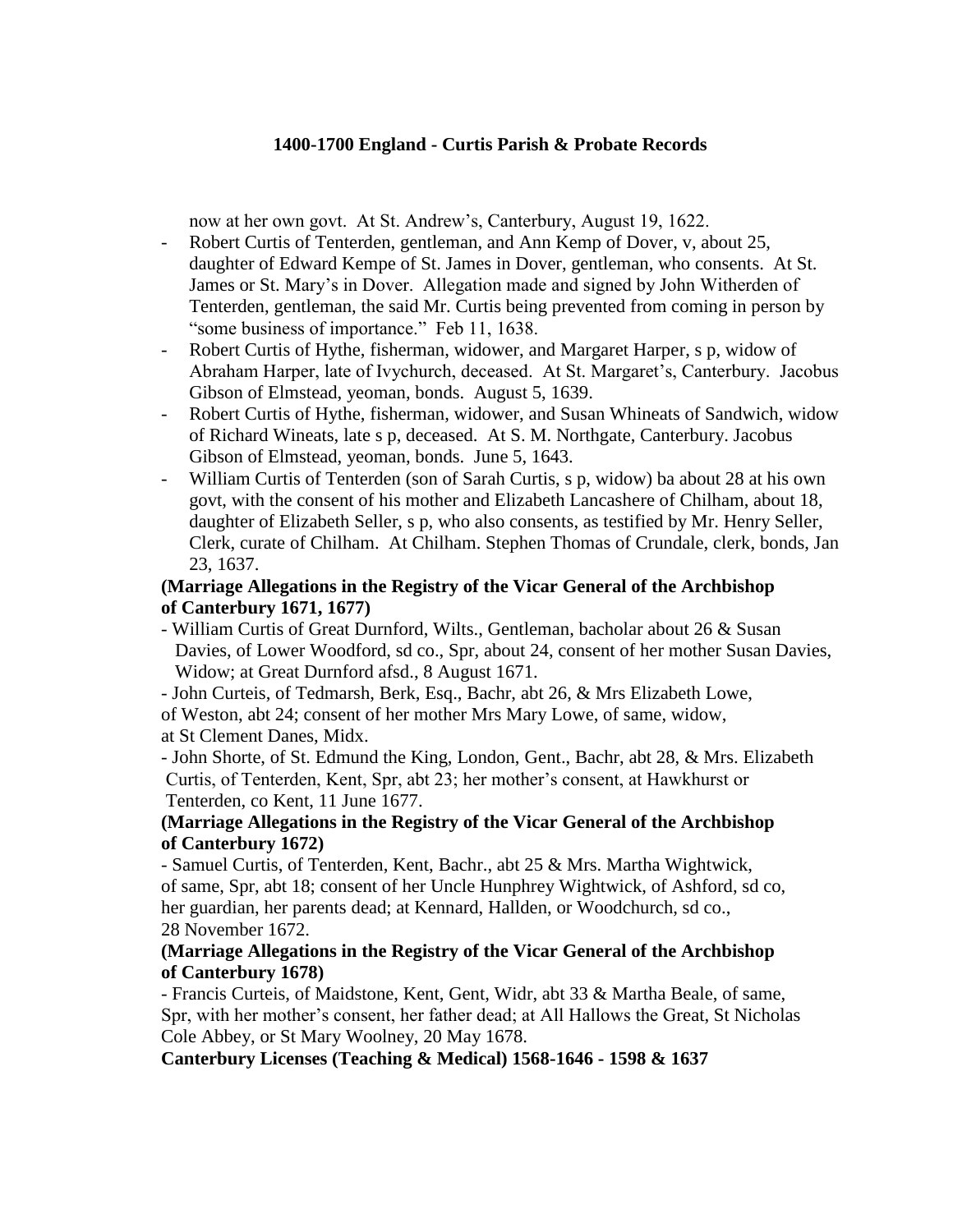now at her own govt. At St. Andrew's, Canterbury, August 19, 1622.

- Robert Curtis of Tenterden, gentleman, and Ann Kemp of Dover, v, about 25, daughter of Edward Kempe of St. James in Dover, gentleman, who consents. At St. James or St. Mary's in Dover. Allegation made and signed by John Witherden of Tenterden, gentleman, the said Mr. Curtis being prevented from coming in person by "some business of importance." Feb 11, 1638.
- Robert Curtis of Hythe, fisherman, widower, and Margaret Harper, s p, widow of Abraham Harper, late of Ivychurch, deceased. At St. Margaret's, Canterbury. Jacobus Gibson of Elmstead, yeoman, bonds. August 5, 1639.
- Robert Curtis of Hythe, fisherman, widower, and Susan Whineats of Sandwich, widow of Richard Wineats, late s p, deceased. At S. M. Northgate, Canterbury. Jacobus Gibson of Elmstead, yeoman, bonds. June 5, 1643.
- William Curtis of Tenterden (son of Sarah Curtis, s p, widow) ba about 28 at his own govt, with the consent of his mother and Elizabeth Lancashere of Chilham, about 18, daughter of Elizabeth Seller, s p, who also consents, as testified by Mr. Henry Seller, Clerk, curate of Chilham. At Chilham. Stephen Thomas of Crundale, clerk, bonds, Jan 23, 1637.

**(Marriage Allegations in the Registry of the Vicar General of the Archbishop of Canterbury 1671, 1677)**

- William Curtis of Great Durnford, Wilts., Gentleman, bacholar about 26 & Susan Davies, of Lower Woodford, sd co., Spr, about 24, consent of her mother Susan Davies, Widow; at Great Durnford afsd., 8 August 1671.
- John Curteis, of Tedmarsh, Berk, Esq., Bachr, abt 26, & Mrs Elizabeth Lowe, of Weston, abt 24; consent of her mother Mrs Mary Lowe, of same, widow, at St Clement Danes, Midx.
- John Shorte, of St. Edmund the King, London, Gent., Bachr, abt 28, & Mrs. Elizabeth Curtis, of Tenterden, Kent, Spr, abt 23; her mother's consent, at Hawkhurst or Tenterden, co Kent, 11 June 1677.

**(Marriage Allegations in the Registry of the Vicar General of the Archbishop of Canterbury 1672)**

- Samuel Curtis, of Tenterden, Kent, Bachr., abt 25 & Mrs. Martha Wightwick, of same, Spr, abt 18; consent of her Uncle Hunphrey Wightwick, of Ashford, sd co, her guardian, her parents dead; at Kennard, Hallden, or Woodchurch, sd co., 28 November 1672.

**(Marriage Allegations in the Registry of the Vicar General of the Archbishop of Canterbury 1678)**

- Francis Curteis, of Maidstone, Kent, Gent, Widr, abt 33 & Martha Beale, of same, Spr, with her mother's consent, her father dead; at All Hallows the Great, St Nicholas Cole Abbey, or St Mary Woolney, 20 May 1678.

**Canterbury Licenses (Teaching & Medical) 1568-1646 - 1598 & 1637**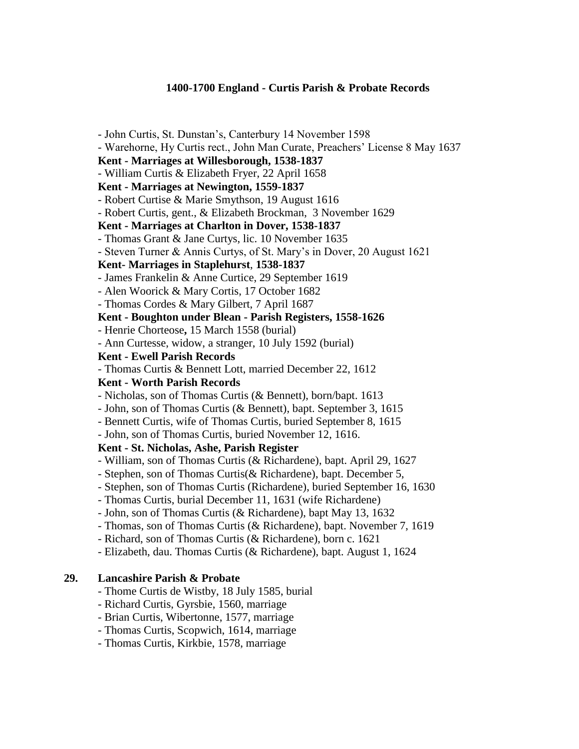**1400-1700 England - Curtis Parish & Probate Records**

- John Curtis, St. Dunstan's, Canterbury 14 November 1598
- Warehorne, Hy Curtis rect., John Man Curate, Preachers' License 8 May 1637

**Kent - Marriages at Willesborough, 1538-1837**

- William Curtis & Elizabeth Fryer, 22 April 1658

**Kent - Marriages at Newington, 1559-1837**

- Robert Curtise & Marie Smythson, 19 August 1616
- Robert Curtis, gent., & Elizabeth Brockman, 3 November 1629

**Kent - Marriages at Charlton in Dover, 1538-1837**

- Thomas Grant & Jane Curtys, lic. 10 November 1635
- Steven Turner & Annis Curtys, of St. Mary's in Dover, 20 August 1621

**Kent- Marriages in Staplehurst**, **1538-1837**

- James Frankelin & Anne Curtice, 29 September 1619
- Alen Woorick & Mary Cortis, 17 October 1682
- Thomas Cordes & Mary Gilbert, 7 April 1687

**Kent - Boughton under Blean - Parish Registers, 1558-1626**

- Henrie Chorteose**,** 15 March 1558 (burial)
- Ann Curtesse, widow, a stranger, 10 July 1592 (burial)

**Kent - Ewell Parish Records**

- Thomas Curtis & Bennett Lott, married December 22, 1612

**Kent - Worth Parish Records**

- Nicholas, son of Thomas Curtis (& Bennett), born/bapt. 1613
- John, son of Thomas Curtis (& Bennett), bapt. September 3, 1615
- Bennett Curtis, wife of Thomas Curtis, buried September 8, 1615
- John, son of Thomas Curtis, buried November 12, 1616.

**Kent - St. Nicholas, Ashe, Parish Register**

- William, son of Thomas Curtis (& Richardene), bapt. April 29, 1627
- Stephen, son of Thomas Curtis(& Richardene), bapt. December 5,
- Stephen, son of Thomas Curtis (Richardene), buried September 16, 1630
- Thomas Curtis, burial December 11, 1631 (wife Richardene)
- John, son of Thomas Curtis (& Richardene), bapt May 13, 1632
- Thomas, son of Thomas Curtis (& Richardene), bapt. November 7, 1619
- Richard, son of Thomas Curtis (& Richardene), born c. 1621
- Elizabeth, dau. Thomas Curtis (& Richardene), bapt. August 1, 1624

**29. Lancashire Parish & Probate**

- Thome Curtis de Wistby, 18 July 1585, burial
- Richard Curtis, Gyrsbie, 1560, marriage
- Brian Curtis, Wibertonne, 1577, marriage
- Thomas Curtis, Scopwich, 1614, marriage
- Thomas Curtis, Kirkbie, 1578, marriage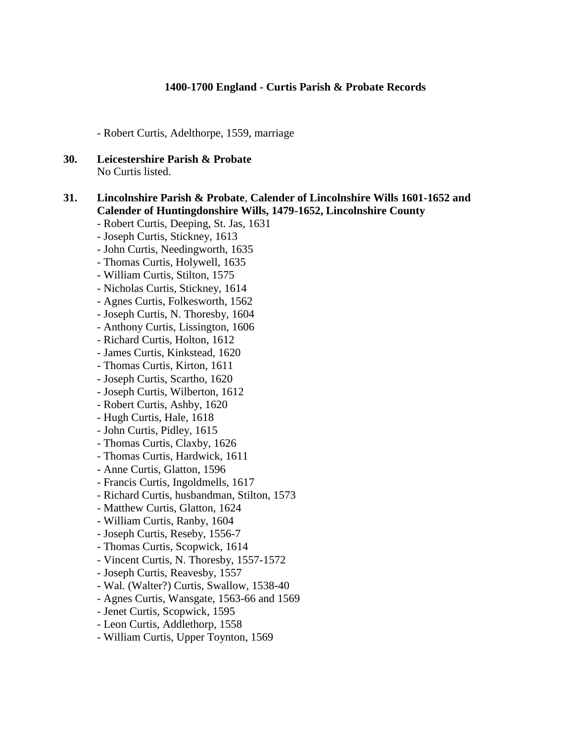- Robert Curtis, Adelthorpe, 1559, marriage

**30. Leicestershire Parish & Probate**
No Curtis listed.

**31. Lincolnshire Parish & Probate, Calender of Lincolnshire Wills 1601-1652 and Calender of Huntingdonshire Wills, 1479-1652, Lincolnshire County**

- Robert Curtis, Deeping, St. Jas, 1631
- Joseph Curtis, Stickney, 1613
- John Curtis, Needingworth, 1635
- Thomas Curtis, Holywell, 1635
- William Curtis, Stilton, 1575
- Nicholas Curtis, Stickney, 1614
- Agnes Curtis, Folkesworth, 1562
- Joseph Curtis, N. Thoresby, 1604
- Anthony Curtis, Lissington, 1606
- Richard Curtis, Holton, 1612
- James Curtis, Kinkstead, 1620
- Thomas Curtis, Kirton, 1611
- Joseph Curtis, Scartho, 1620
- Joseph Curtis, Wilberton, 1612
- Robert Curtis, Ashby, 1620
- Hugh Curtis, Hale, 1618
- John Curtis, Pidley, 1615
- Thomas Curtis, Claxby, 1626
- Thomas Curtis, Hardwick, 1611
- Anne Curtis, Glatton, 1596
- Francis Curtis, Ingoldmells, 1617
- Richard Curtis, husbandman, Stilton, 1573
- Matthew Curtis, Glatton, 1624
- William Curtis, Ranby, 1604
- Joseph Curtis, Reseby, 1556-7
- Thomas Curtis, Scopwick, 1614
- Vincent Curtis, N. Thoresby, 1557-1572
- Joseph Curtis, Reavesby, 1557
- Wal. (Walter?) Curtis, Swallow, 1538-40
- Agnes Curtis, Wansgate, 1563-66 and 1569
- Jenet Curtis, Scopwick, 1595
- Leon Curtis, Addlethorp, 1558
- William Curtis, Upper Toynton, 1569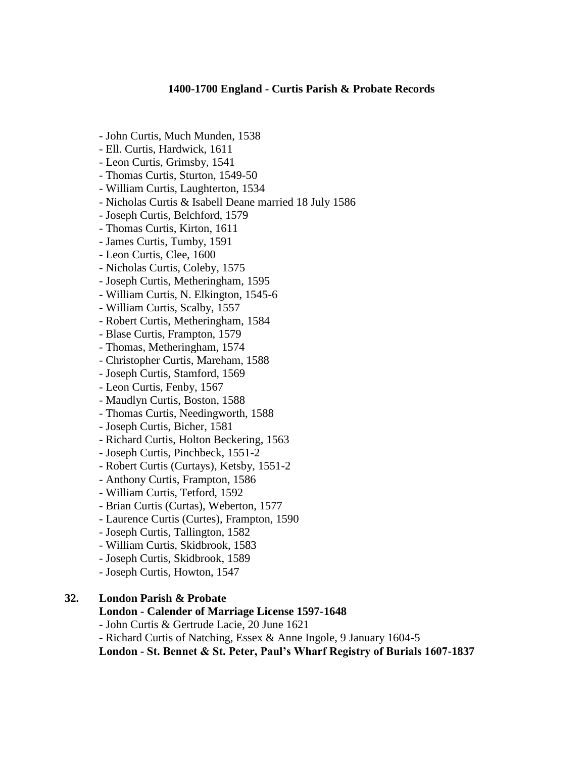### 1400-1700 England - Curtis Parish & Probate Records

- John Curtis, Much Munden, 1538
- Ell. Curtis, Hardwick, 1611
- Leon Curtis, Grimsby, 1541
- Thomas Curtis, Sturton, 1549-50
- William Curtis, Laughterton, 1534
- Nicholas Curtis & Isabell Deane married 18 July 1586
- Joseph Curtis, Belchford, 1579
- Thomas Curtis, Kirton, 1611
- James Curtis, Tumby, 1591
- Leon Curtis, Clee, 1600
- Nicholas Curtis, Coleby, 1575
- Joseph Curtis, Metheringham, 1595
- William Curtis, N. Elkington, 1545-6
- William Curtis, Scalby, 1557
- Robert Curtis, Metheringham, 1584
- Blase Curtis, Frampton, 1579
- Thomas, Metheringham, 1574
- Christopher Curtis, Mareham, 1588
- Joseph Curtis, Stamford, 1569
- Leon Curtis, Fenby, 1567
- Maudlyn Curtis, Boston, 1588
- Thomas Curtis, Needingworth, 1588
- Joseph Curtis, Bicher, 1581
- Richard Curtis, Holton Beckering, 1563
- Joseph Curtis, Pinchbeck, 1551-2
- Robert Curtis (Curtays), Ketsby, 1551-2
- Anthony Curtis, Frampton, 1586
- William Curtis, Tetford, 1592
- Brian Curtis (Curtas), Weberton, 1577
- Laurence Curtis (Curtes), Frampton, 1590
- Joseph Curtis, Tallington, 1582
- William Curtis, Skidbrook, 1583
- Joseph Curtis, Skidbrook, 1589
- Joseph Curtis, Howton, 1547

**32. London Parish & Probate**

**London - Calender of Marriage License 1597-1648**

- John Curtis & Gertrude Lacie, 20 June 1621
- Richard Curtis of Natching, Essex & Anne Ingole, 9 January 1604-5

**London - St. Bennet & St. Peter, Paul's Wharf Registry of Burials 1607-1837**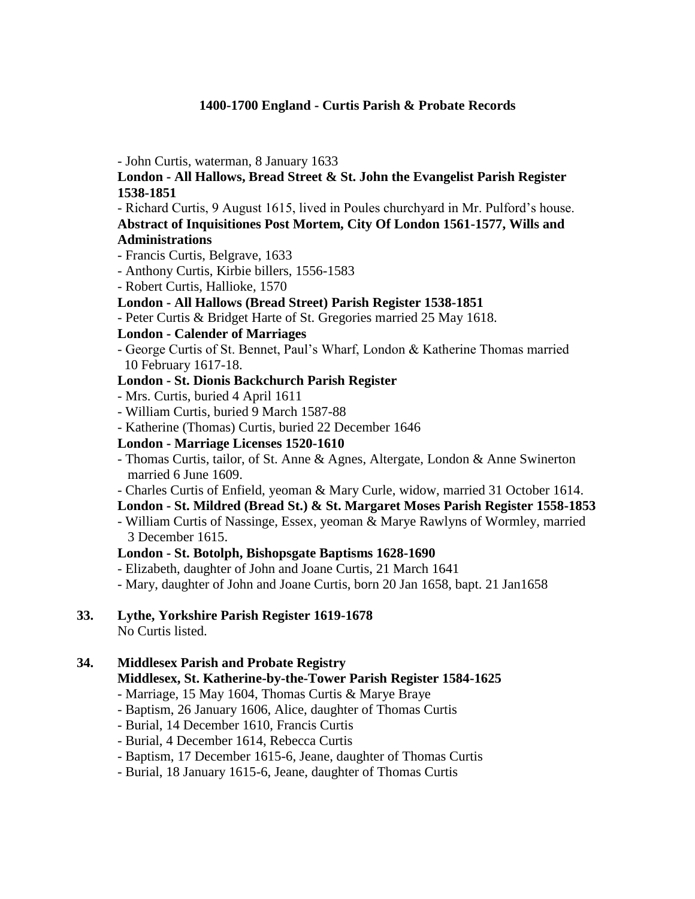**1400-1700 England - Curtis Parish & Probate Records**

- John Curtis, waterman, 8 January 1633

**London - All Hallows, Bread Street & St. John the Evangelist Parish Register 1538-1851**

- Richard Curtis, 9 August 1615, lived in Poules churchyard in Mr. Pulford's house.

**Abstract of Inquisitiones Post Mortem, City Of London 1561-1577, Wills and Administrations**

- Francis Curtis, Belgrave, 1633
- Anthony Curtis, Kirbie billers, 1556-1583
- Robert Curtis, Hallioke, 1570

**London - All Hallows (Bread Street) Parish Register 1538-1851**

- Peter Curtis & Bridget Harte of St. Gregories married 25 May 1618.

**London - Calender of Marriages**

- George Curtis of St. Bennet, Paul's Wharf, London & Katherine Thomas married 10 February 1617-18.

**London - St. Dionis Backchurch Parish Register**

- Mrs. Curtis, buried 4 April 1611
- William Curtis, buried 9 March 1587-88
- Katherine (Thomas) Curtis, buried 22 December 1646

**London - Marriage Licenses 1520-1610**

- Thomas Curtis, tailor, of St. Anne & Agnes, Altergate, London & Anne Swinerton married 6 June 1609.
- Charles Curtis of Enfield, yeoman & Mary Curle, widow, married 31 October 1614.

**London - St. Mildred (Bread St.) & St. Margaret Moses Parish Register 1558-1853**

- William Curtis of Nassinge, Essex, yeoman & Marye Rawlyns of Wormley, married 3 December 1615.

**London - St. Botolph, Bishopsgate Baptisms 1628-1690**

- Elizabeth, daughter of John and Joane Curtis, 21 March 1641
- Mary, daughter of John and Joane Curtis, born 20 Jan 1658, bapt. 21 Jan1658

**33. Lythe, Yorkshire Parish Register 1619-1678**

No Curtis listed.

**34. Middlesex Parish and Probate Registry**

**Middlesex, St. Katherine-by-the-Tower Parish Register 1584-1625**

- Marriage, 15 May 1604, Thomas Curtis & Marye Braye
- Baptism, 26 January 1606, Alice, daughter of Thomas Curtis
- Burial, 14 December 1610, Francis Curtis
- Burial, 4 December 1614, Rebecca Curtis
- Baptism, 17 December 1615-6, Jeane, daughter of Thomas Curtis
- Burial, 18 January 1615-6, Jeane, daughter of Thomas Curtis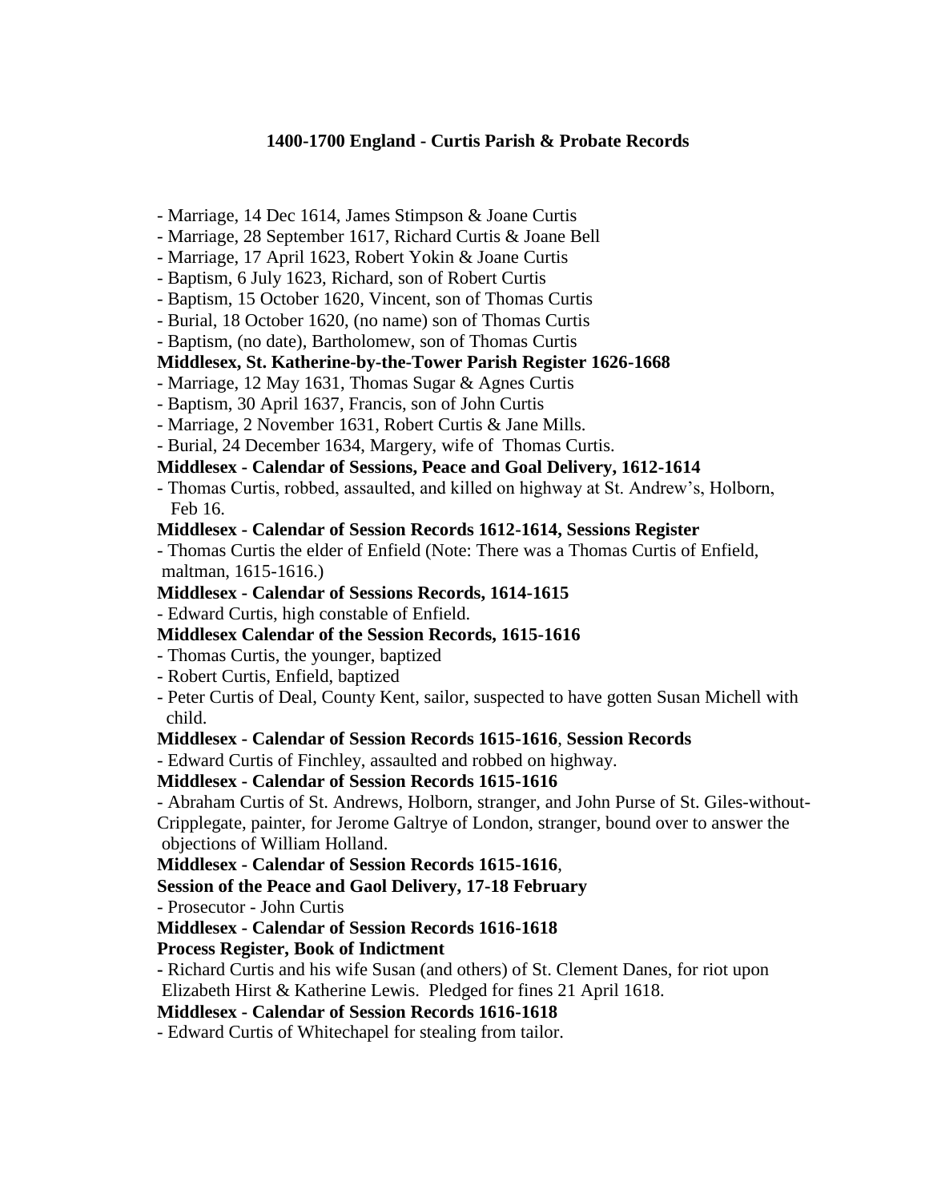**1400-1700 England - Curtis Parish & Probate Records**

- Marriage, 14 Dec 1614, James Stimpson & Joane Curtis
- Marriage, 28 September 1617, Richard Curtis & Joane Bell
- Marriage, 17 April 1623, Robert Yokin & Joane Curtis
- Baptism, 6 July 1623, Richard, son of Robert Curtis
- Baptism, 15 October 1620, Vincent, son of Thomas Curtis
- Burial, 18 October 1620, (no name) son of Thomas Curtis
- Baptism, (no date), Bartholomew, son of Thomas Curtis

**Middlesex, St. Katherine-by-the-Tower Parish Register 1626-1668**

- Marriage, 12 May 1631, Thomas Sugar & Agnes Curtis
- Baptism, 30 April 1637, Francis, son of John Curtis
- Marriage, 2 November 1631, Robert Curtis & Jane Mills.
- Burial, 24 December 1634, Margery, wife of Thomas Curtis.

**Middlesex - Calendar of Sessions, Peace and Goal Delivery, 1612-1614**

- Thomas Curtis, robbed, assaulted, and killed on highway at St. Andrew's, Holborn, Feb 16.

**Middlesex - Calendar of Session Records 1612-1614, Sessions Register**

- Thomas Curtis the elder of Enfield (Note: There was a Thomas Curtis of Enfield, maltman, 1615-1616.)

**Middlesex - Calendar of Sessions Records, 1614-1615**

- Edward Curtis, high constable of Enfield.

**Middlesex Calendar of the Session Records, 1615-1616**

- Thomas Curtis, the younger, baptized
- Robert Curtis, Enfield, baptized
- Peter Curtis of Deal, County Kent, sailor, suspected to have gotten Susan Michell with child.

**Middlesex - Calendar of Session Records 1615-1616**, **Session Records**

- Edward Curtis of Finchley, assaulted and robbed on highway.

**Middlesex - Calendar of Session Records 1615-1616**

- Abraham Curtis of St. Andrews, Holborn, stranger, and John Purse of St. Giles-without-Cripplegate, painter, for Jerome Galtrye of London, stranger, bound over to answer the objections of William Holland.

**Middlesex - Calendar of Session Records 1615-1616**,
**Session of the Peace and Gaol Delivery, 17-18 February**

- Prosecutor - John Curtis

**Middlesex - Calendar of Session Records 1616-1618**
**Process Register, Book of Indictment**

- Richard Curtis and his wife Susan (and others) of St. Clement Danes, for riot upon Elizabeth Hirst & Katherine Lewis. Pledged for fines 21 April 1618.

**Middlesex - Calendar of Session Records 1616-1618**

- Edward Curtis of Whitechapel for stealing from tailor.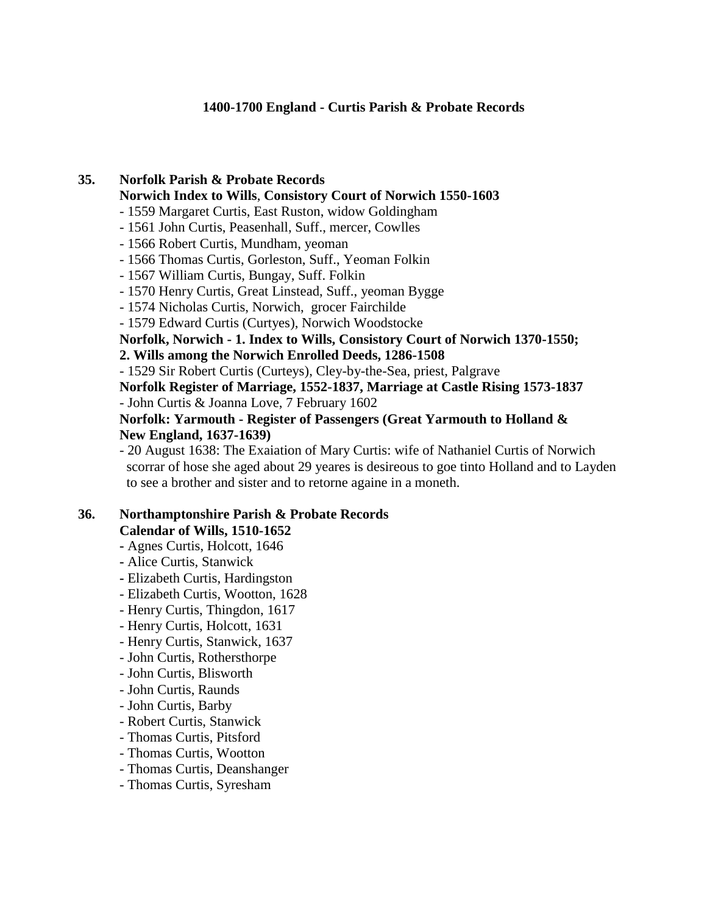**1400-1700 England - Curtis Parish & Probate Records**

**35. Norfolk Parish & Probate Records**

**Norwich Index to Wills**, **Consistory Court of Norwich 1550-1603**

- 1559 Margaret Curtis, East Ruston, widow Goldingham
- 1561 John Curtis, Peasenhall, Suff., mercer, Cowlles
- 1566 Robert Curtis, Mundham, yeoman
- 1566 Thomas Curtis, Gorleston, Suff., Yeoman Folkin
- 1567 William Curtis, Bungay, Suff. Folkin
- 1570 Henry Curtis, Great Linstead, Suff., yeoman Bygge
- 1574 Nicholas Curtis, Norwich, grocer Fairchilde
- 1579 Edward Curtis (Curtyes), Norwich Woodstocke

**Norfolk, Norwich - 1. Index to Wills, Consistory Court of Norwich 1370-1550; 2. Wills among the Norwich Enrolled Deeds, 1286-1508**

- 1529 Sir Robert Curtis (Curteys), Cley-by-the-Sea, priest, Palgrave

**Norfolk Register of Marriage, 1552-1837, Marriage at Castle Rising 1573-1837**

- John Curtis & Joanna Love, 7 February 1602

**Norfolk: Yarmouth - Register of Passengers (Great Yarmouth to Holland & New England, 1637-1639)**

- 20 August 1638: The Exaiation of Mary Curtis: wife of Nathaniel Curtis of Norwich scorrar of hose she aged about 29 yeares is desireous to goe tinto Holland and to Layden to see a brother and sister and to retorne againe in a moneth.

**36. Northamptonshire Parish & Probate Records**

**Calendar of Wills, 1510-1652**

- Agnes Curtis, Holcott, 1646
- Alice Curtis, Stanwick
- Elizabeth Curtis, Hardingston
- Elizabeth Curtis, Wootton, 1628
- Henry Curtis, Thingdon, 1617
- Henry Curtis, Holcott, 1631
- Henry Curtis, Stanwick, 1637
- John Curtis, Rothersthorpe
- John Curtis, Blisworth
- John Curtis, Raunds
- John Curtis, Barby
- Robert Curtis, Stanwick
- Thomas Curtis, Pitsford
- Thomas Curtis, Wootton
- Thomas Curtis, Deanshanger
- Thomas Curtis, Syresham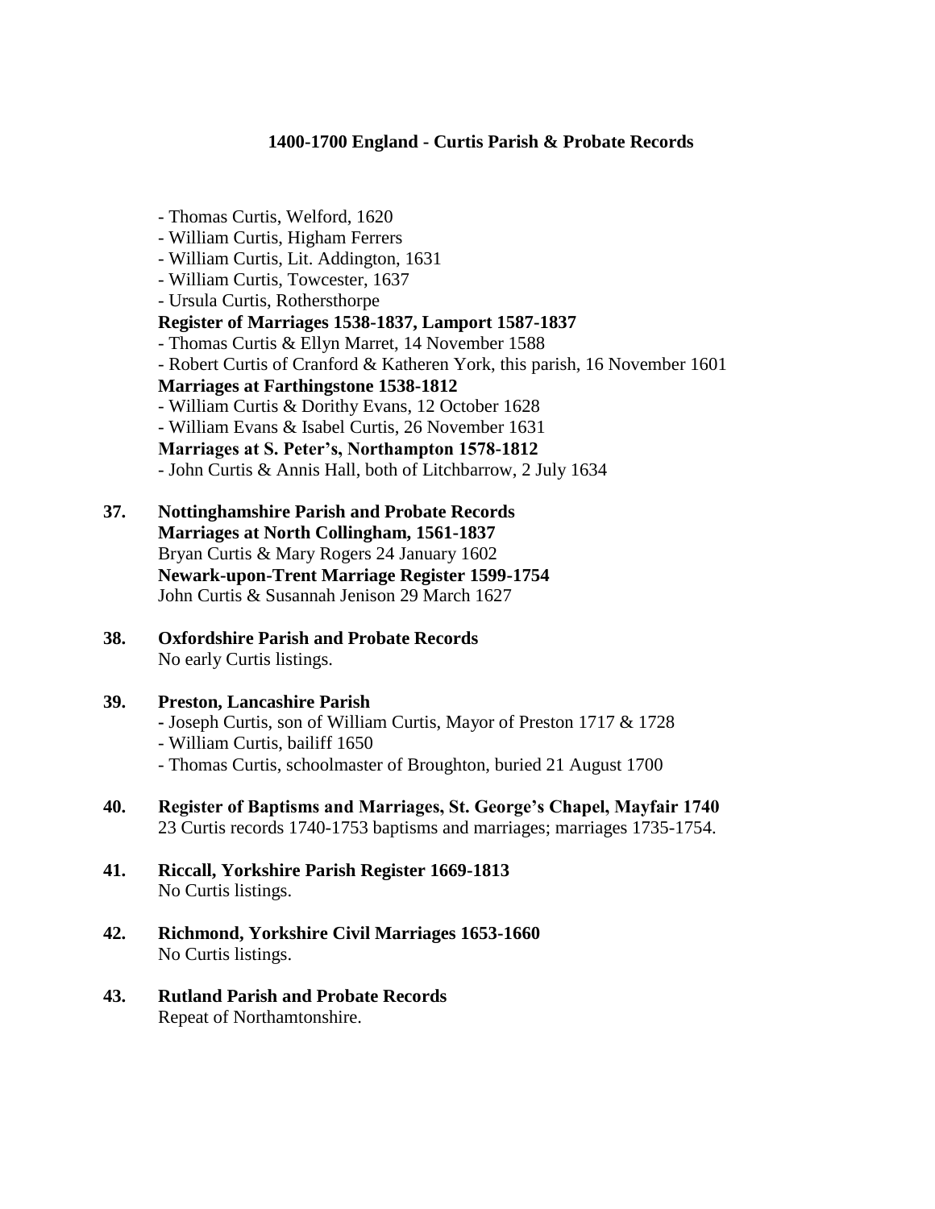**1400-1700 England - Curtis Parish & Probate Records**

- Thomas Curtis, Welford, 1620
- William Curtis, Higham Ferrers
- William Curtis, Lit. Addington, 1631
- William Curtis, Towcester, 1637
- Ursula Curtis, Rothersthorpe

**Register of Marriages 1538-1837, Lamport 1587-1837**

- Thomas Curtis & Ellyn Marret, 14 November 1588
- Robert Curtis of Cranford & Katheren York, this parish, 16 November 1601

**Marriages at Farthingstone 1538-1812**

- William Curtis & Dorithy Evans, 12 October 1628
- William Evans & Isabel Curtis, 26 November 1631

**Marriages at S. Peter's, Northampton 1578-1812**

- John Curtis & Annis Hall, both of Litchbarrow, 2 July 1634

**37. Nottinghamshire Parish and Probate Records**

**Marriages at North Collingham, 1561-1837**

Bryan Curtis & Mary Rogers 24 January 1602

**Newark-upon-Trent Marriage Register 1599-1754**

John Curtis & Susannah Jenison 29 March 1627

**38. Oxfordshire Parish and Probate Records**

No early Curtis listings.

**39. Preston, Lancashire Parish**

- Joseph Curtis, son of William Curtis, Mayor of Preston 1717 & 1728
- William Curtis, bailiff 1650
- Thomas Curtis, schoolmaster of Broughton, buried 21 August 1700

**40. Register of Baptisms and Marriages, St. George's Chapel, Mayfair 1740**

23 Curtis records 1740-1753 baptisms and marriages; marriages 1735-1754.

**41. Riccall, Yorkshire Parish Register 1669-1813**

No Curtis listings.

**42. Richmond, Yorkshire Civil Marriages 1653-1660**

No Curtis listings.

**43. Rutland Parish and Probate Records**

Repeat of Northamtonshire.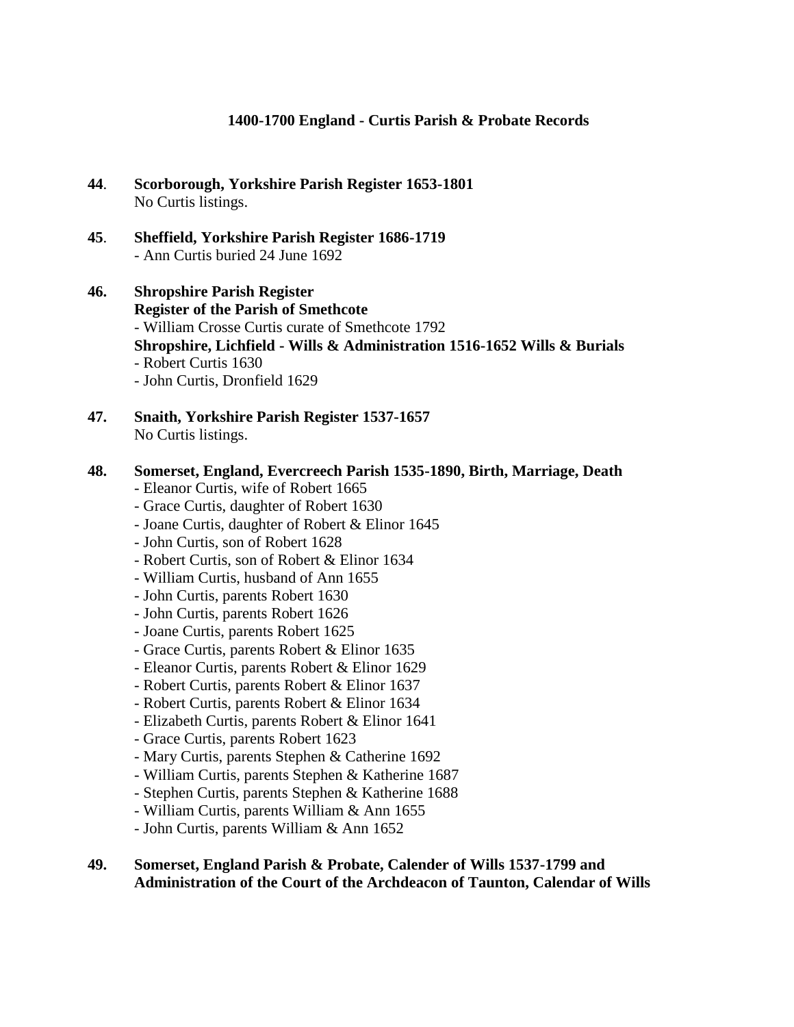**1400-1700 England - Curtis Parish & Probate Records**

**44**. **Scorborough, Yorkshire Parish Register 1653-1801**
No Curtis listings.

**45**. **Sheffield, Yorkshire Parish Register 1686-1719**
- Ann Curtis buried 24 June 1692

**46. Shropshire Parish Register**
**Register of the Parish of Smethcote**
- William Crosse Curtis curate of Smethcote 1792

**Shropshire, Lichfield - Wills & Administration 1516-1652 Wills & Burials**
- Robert Curtis 1630
- John Curtis, Dronfield 1629

**47. Snaith, Yorkshire Parish Register 1537-1657**
No Curtis listings.

**48. Somerset, England, Evercreech Parish 1535-1890, Birth, Marriage, Death**
- Eleanor Curtis, wife of Robert 1665
- Grace Curtis, daughter of Robert 1630
- Joane Curtis, daughter of Robert & Elinor 1645
- John Curtis, son of Robert 1628
- Robert Curtis, son of Robert & Elinor 1634
- William Curtis, husband of Ann 1655
- John Curtis, parents Robert 1630
- John Curtis, parents Robert 1626
- Joane Curtis, parents Robert 1625
- Grace Curtis, parents Robert & Elinor 1635
- Eleanor Curtis, parents Robert & Elinor 1629
- Robert Curtis, parents Robert & Elinor 1637
- Robert Curtis, parents Robert & Elinor 1634
- Elizabeth Curtis, parents Robert & Elinor 1641
- Grace Curtis, parents Robert 1623
- Mary Curtis, parents Stephen & Catherine 1692
- William Curtis, parents Stephen & Katherine 1687
- Stephen Curtis, parents Stephen & Katherine 1688
- William Curtis, parents William & Ann 1655
- John Curtis, parents William & Ann 1652

**49. Somerset, England Parish & Probate, Calender of Wills 1537-1799 and Administration of the Court of the Archdeacon of Taunton, Calendar of Wills**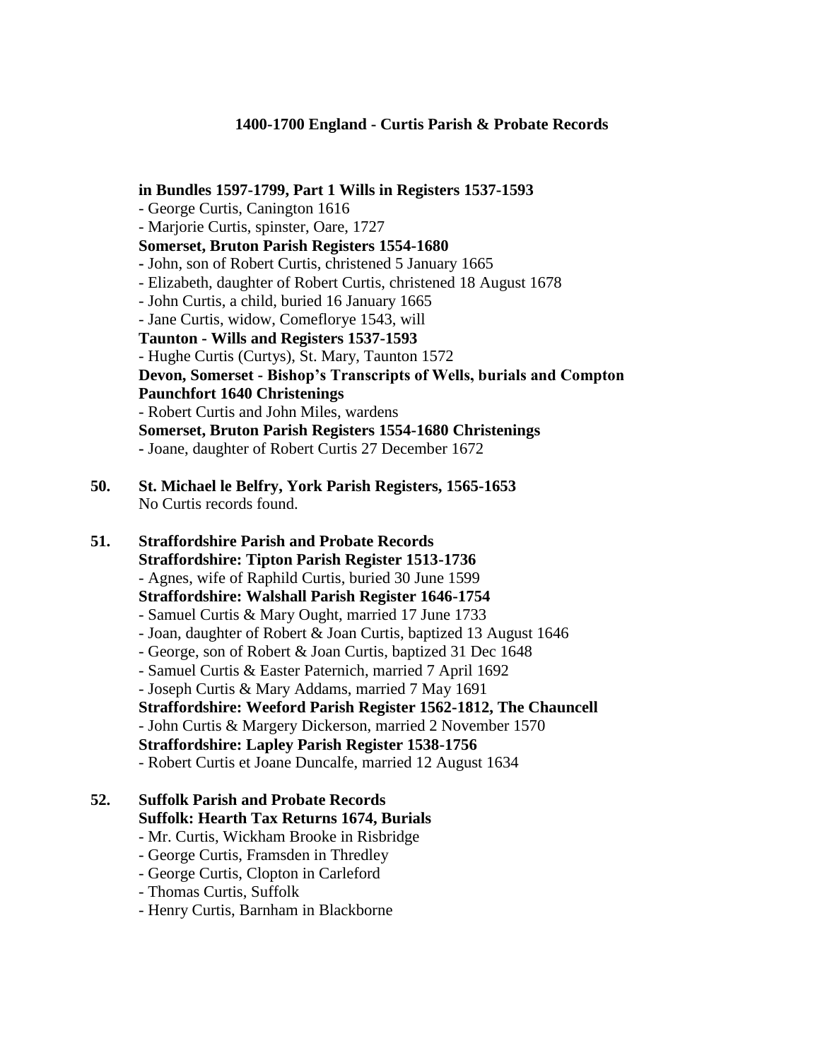**in Bundles 1597-1799, Part 1 Wills in Registers 1537-1593**

- George Curtis, Canington 1616
- Marjorie Curtis, spinster, Oare, 1727

**Somerset, Bruton Parish Registers 1554-1680**

- John, son of Robert Curtis, christened 5 January 1665
- Elizabeth, daughter of Robert Curtis, christened 18 August 1678
- John Curtis, a child, buried 16 January 1665
- Jane Curtis, widow, Comeflorye 1543, will

**Taunton - Wills and Registers 1537-1593**

- Hughe Curtis (Curtys), St. Mary, Taunton 1572

**Devon, Somerset - Bishop's Transcripts of Wells, burials and Compton Paunchfort 1640 Christenings**

- Robert Curtis and John Miles, wardens

**Somerset, Bruton Parish Registers 1554-1680 Christenings**

- Joane, daughter of Robert Curtis 27 December 1672

**50. St. Michael le Belfry, York Parish Registers, 1565-1653**

No Curtis records found.

**51. Straffordshire Parish and Probate Records**

**Straffordshire: Tipton Parish Register 1513-1736**

- Agnes, wife of Raphild Curtis, buried 30 June 1599

**Straffordshire: Walshall Parish Register 1646-1754**

- Samuel Curtis & Mary Ought, married 17 June 1733
- Joan, daughter of Robert & Joan Curtis, baptized 13 August 1646
- George, son of Robert & Joan Curtis, baptized 31 Dec 1648
- Samuel Curtis & Easter Paternich, married 7 April 1692
- Joseph Curtis & Mary Addams, married 7 May 1691

**Straffordshire: Weeford Parish Register 1562-1812, The Chauncell**

- John Curtis & Margery Dickerson, married 2 November 1570

**Straffordshire: Lapley Parish Register 1538-1756**

- Robert Curtis et Joane Duncalfe, married 12 August 1634

**52. Suffolk Parish and Probate Records**

**Suffolk: Hearth Tax Returns 1674, Burials**

- Mr. Curtis, Wickham Brooke in Risbridge
- George Curtis, Framsden in Thredley
- George Curtis, Clopton in Carleford
- Thomas Curtis, Suffolk
- Henry Curtis, Barnham in Blackborne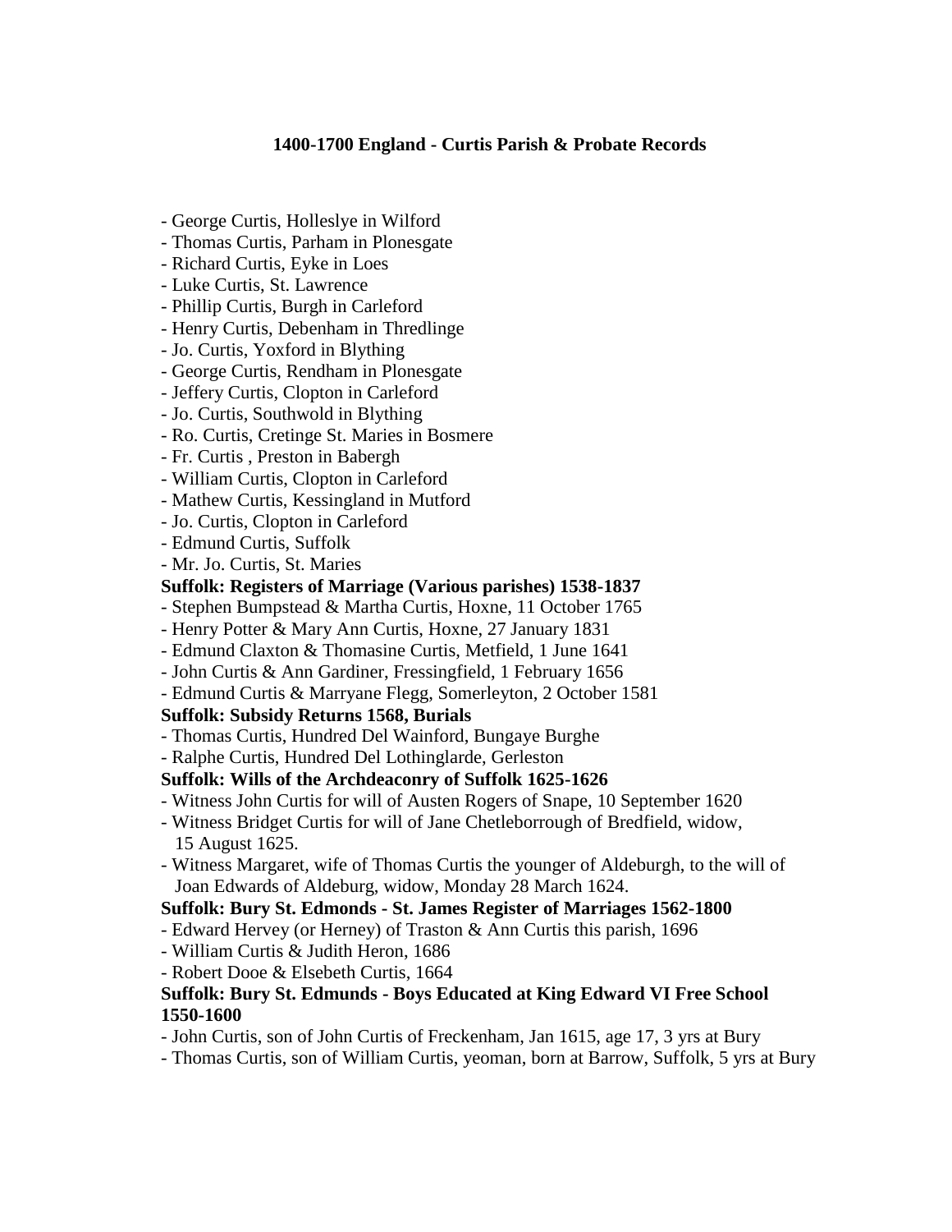# 1400-1700 England - Curtis Parish & Probate Records

- George Curtis, Holleslye in Wilford
- Thomas Curtis, Parham in Plonesgate
- Richard Curtis, Eyke in Loes
- Luke Curtis, St. Lawrence
- Phillip Curtis, Burgh in Carleford
- Henry Curtis, Debenham in Thredlinge
- Jo. Curtis, Yoxford in Blything
- George Curtis, Rendham in Plonesgate
- Jeffery Curtis, Clopton in Carleford
- Jo. Curtis, Southwold in Blything
- Ro. Curtis, Cretinge St. Maries in Bosmere
- Fr. Curtis , Preston in Babergh
- William Curtis, Clopton in Carleford
- Mathew Curtis, Kessingland in Mutford
- Jo. Curtis, Clopton in Carleford
- Edmund Curtis, Suffolk
- Mr. Jo. Curtis, St. Maries

**Suffolk: Registers of Marriage (Various parishes) 1538-1837**

- Stephen Bumpstead & Martha Curtis, Hoxne, 11 October 1765
- Henry Potter & Mary Ann Curtis, Hoxne, 27 January 1831
- Edmund Claxton & Thomasine Curtis, Metfield, 1 June 1641
- John Curtis & Ann Gardiner, Fressingfield, 1 February 1656
- Edmund Curtis & Marryane Flegg, Somerleyton, 2 October 1581

**Suffolk: Subsidy Returns 1568, Burials**

- Thomas Curtis, Hundred Del Wainford, Bungaye Burghe
- Ralphe Curtis, Hundred Del Lothinglarde, Gerleston

**Suffolk: Wills of the Archdeaconry of Suffolk 1625-1626**

- Witness John Curtis for will of Austen Rogers of Snape, 10 September 1620
- Witness Bridget Curtis for will of Jane Chetleborrough of Bredfield, widow, 15 August 1625.
- Witness Margaret, wife of Thomas Curtis the younger of Aldeburgh, to the will of Joan Edwards of Aldeburg, widow, Monday 28 March 1624.

**Suffolk: Bury St. Edmonds - St. James Register of Marriages 1562-1800**

- Edward Hervey (or Herney) of Traston & Ann Curtis this parish, 1696
- William Curtis & Judith Heron, 1686
- Robert Dooe & Elsebeth Curtis, 1664

**Suffolk: Bury St. Edmunds - Boys Educated at King Edward VI Free School 1550-1600**

- John Curtis, son of John Curtis of Freckenham, Jan 1615, age 17, 3 yrs at Bury
- Thomas Curtis, son of William Curtis, yeoman, born at Barrow, Suffolk, 5 yrs at Bury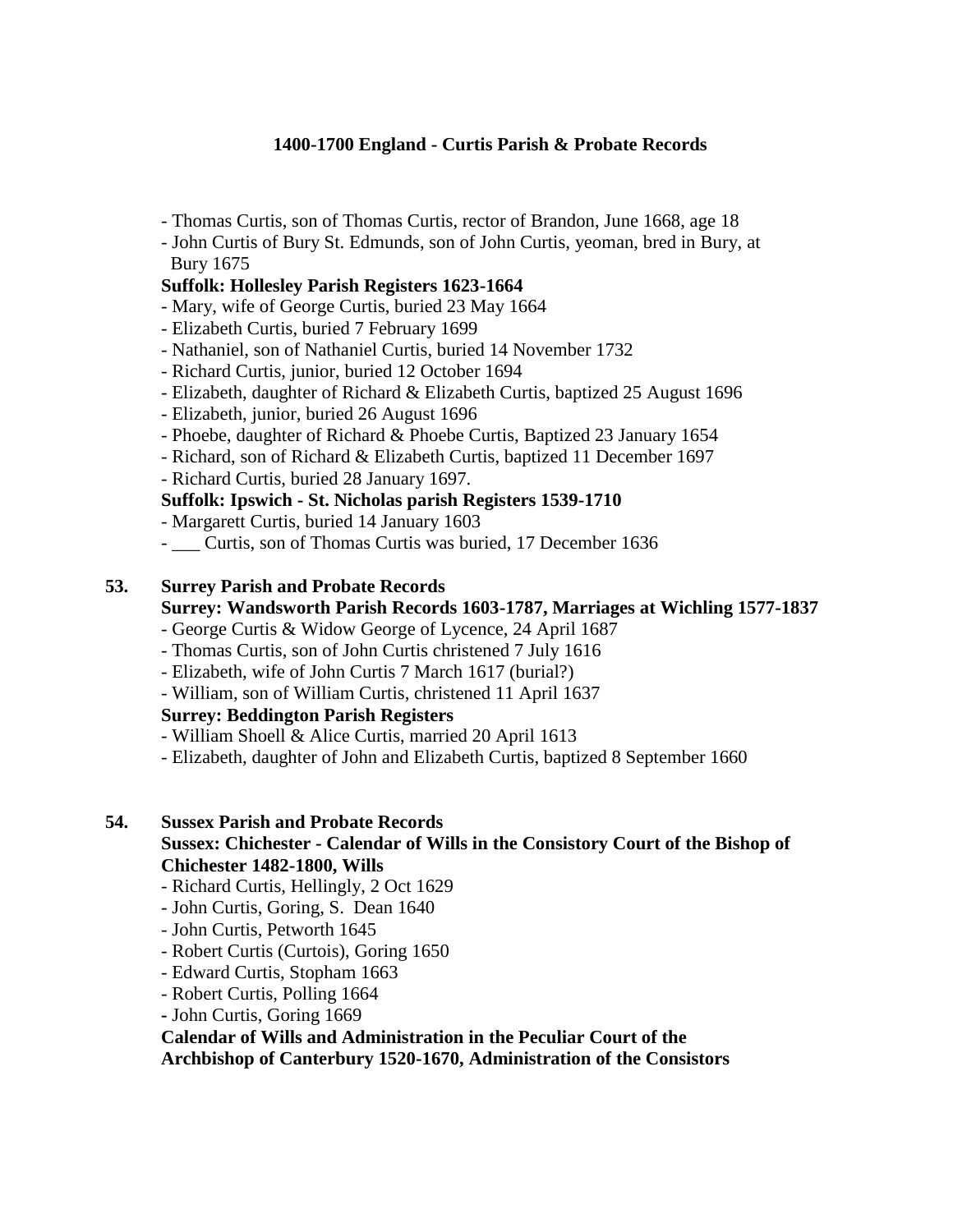**1400-1700 England - Curtis Parish & Probate Records**

- Thomas Curtis, son of Thomas Curtis, rector of Brandon, June 1668, age 18
- John Curtis of Bury St. Edmunds, son of John Curtis, yeoman, bred in Bury, at Bury 1675

**Suffolk: Hollesley Parish Registers 1623-1664**

- Mary, wife of George Curtis, buried 23 May 1664
- Elizabeth Curtis, buried 7 February 1699
- Nathaniel, son of Nathaniel Curtis, buried 14 November 1732
- Richard Curtis, junior, buried 12 October 1694
- Elizabeth, daughter of Richard & Elizabeth Curtis, baptized 25 August 1696
- Elizabeth, junior, buried 26 August 1696
- Phoebe, daughter of Richard & Phoebe Curtis, Baptized 23 January 1654
- Richard, son of Richard & Elizabeth Curtis, baptized 11 December 1697
- Richard Curtis, buried 28 January 1697.

**Suffolk: Ipswich - St. Nicholas parish Registers 1539-1710**

- Margarett Curtis, buried 14 January 1603
- ___ Curtis, son of Thomas Curtis was buried, 17 December 1636

**53. Surrey Parish and Probate Records**

**Surrey: Wandsworth Parish Records 1603-1787, Marriages at Wichling 1577-1837**

- George Curtis & Widow George of Lycence, 24 April 1687
- Thomas Curtis, son of John Curtis christened 7 July 1616
- Elizabeth, wife of John Curtis 7 March 1617 (burial?)
- William, son of William Curtis, christened 11 April 1637

**Surrey: Beddington Parish Registers**

- William Shoell & Alice Curtis, married 20 April 1613
- Elizabeth, daughter of John and Elizabeth Curtis, baptized 8 September 1660

**54. Sussex Parish and Probate Records**

**Sussex: Chichester - Calendar of Wills in the Consistory Court of the Bishop of Chichester 1482-1800, Wills**

- Richard Curtis, Hellingly, 2 Oct 1629
- John Curtis, Goring, S. Dean 1640
- John Curtis, Petworth 1645
- Robert Curtis (Curtois), Goring 1650
- Edward Curtis, Stopham 1663
- Robert Curtis, Polling 1664
- John Curtis, Goring 1669

**Calendar of Wills and Administration in the Peculiar Court of the Archbishop of Canterbury 1520-1670, Administration of the Consistors**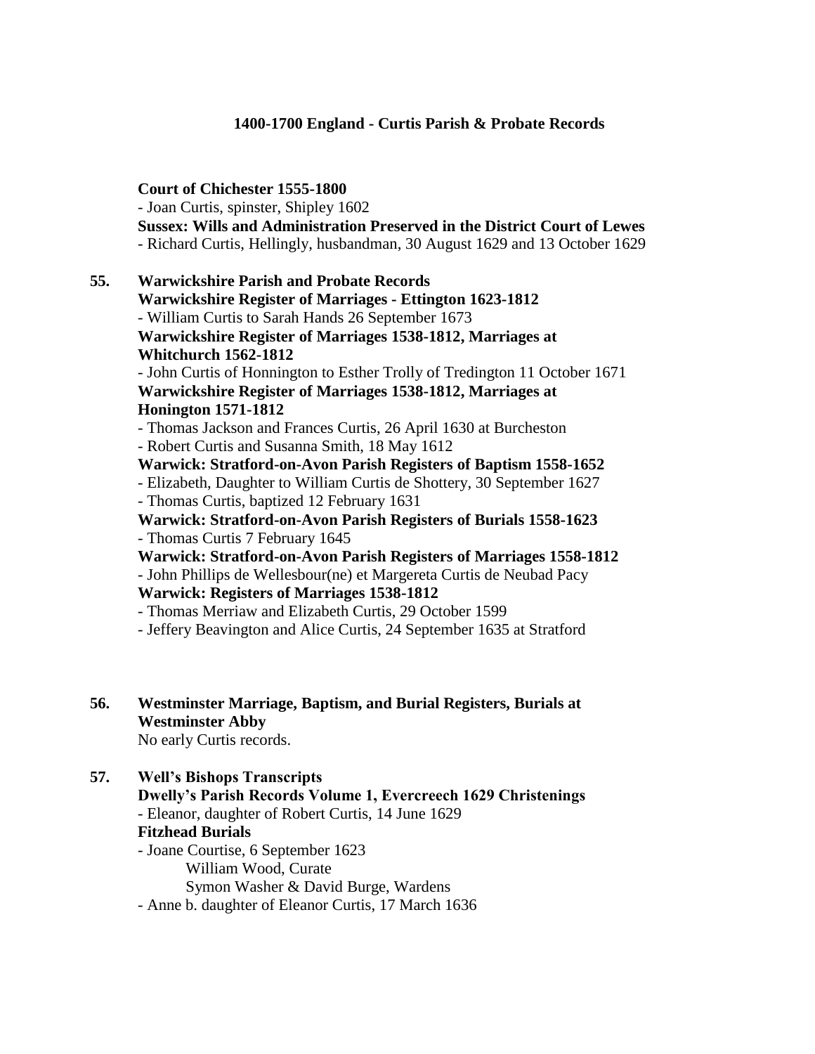# 1400-1700 England - Curtis Parish & Probate Records

**Court of Chichester 1555-1800**
- Joan Curtis, spinster, Shipley 1602

**Sussex: Wills and Administration Preserved in the District Court of Lewes**
- Richard Curtis, Hellingly, husbandman, 30 August 1629 and 13 October 1629

## 55. Warwickshire Parish and Probate Records

**Warwickshire Register of Marriages - Ettington 1623-1812**
- William Curtis to Sarah Hands 26 September 1673

**Warwickshire Register of Marriages 1538-1812, Marriages at Whitchurch 1562-1812**
- John Curtis of Honnington to Esther Trolly of Tredington 11 October 1671

**Warwickshire Register of Marriages 1538-1812, Marriages at Honington 1571-1812**
- Thomas Jackson and Frances Curtis, 26 April 1630 at Burcheston
- Robert Curtis and Susanna Smith, 18 May 1612

**Warwick: Stratford-on-Avon Parish Registers of Baptism 1558-1652**
- Elizabeth, Daughter to William Curtis de Shottery, 30 September 1627
- Thomas Curtis, baptized 12 February 1631

**Warwick: Stratford-on-Avon Parish Registers of Burials 1558-1623**
- Thomas Curtis 7 February 1645

**Warwick: Stratford-on-Avon Parish Registers of Marriages 1558-1812**
- John Phillips de Wellesbour(ne) et Margereta Curtis de Neubad Pacy

**Warwick: Registers of Marriages 1538-1812**
- Thomas Merriaw and Elizabeth Curtis, 29 October 1599
- Jeffery Beavington and Alice Curtis, 24 September 1635 at Stratford

## 56. Westminster Marriage, Baptism, and Burial Registers, Burials at Westminster Abby

No early Curtis records.

## 57. Well's Bishops Transcripts

**Dwelly's Parish Records Volume 1, Evercreech 1629 Christenings**
- Eleanor, daughter of Robert Curtis, 14 June 1629

**Fitzhead Burials**
- Joane Courtise, 6 September 1623
  - William Wood, Curate
  - Symon Washer & David Burge, Wardens
- Anne b. daughter of Eleanor Curtis, 17 March 1636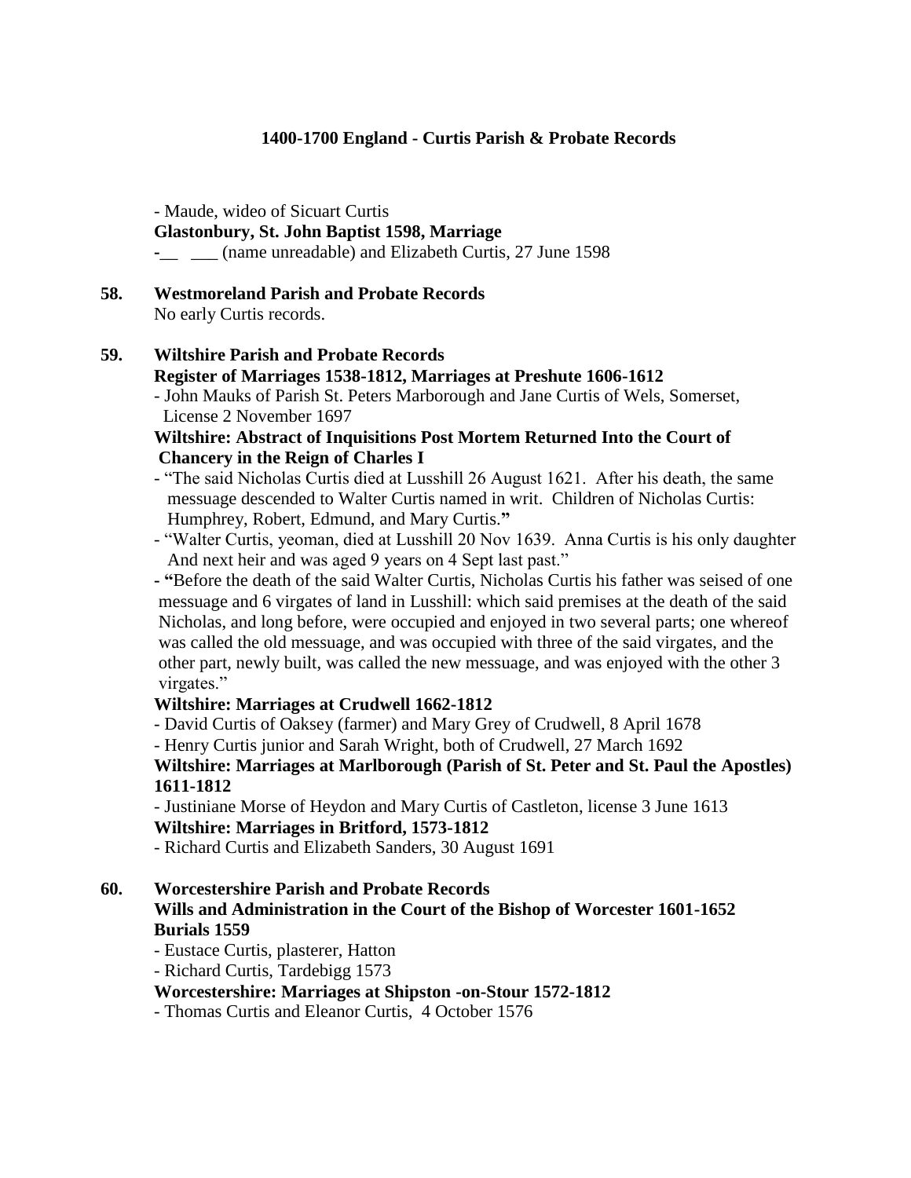**1400-1700 England - Curtis Parish & Probate Records**

- Maude, wideo of Sicuart Curtis

**Glastonbury, St. John Baptist 1598, Marriage**

-\_\_ \_\_\_ (name unreadable) and Elizabeth Curtis, 27 June 1598

**58. Westmoreland Parish and Probate Records**

No early Curtis records.

**59. Wiltshire Parish and Probate Records**

**Register of Marriages 1538-1812, Marriages at Preshute 1606-1612**

- John Mauks of Parish St. Peters Marborough and Jane Curtis of Wels, Somerset, License 2 November 1697

**Wiltshire: Abstract of Inquisitions Post Mortem Returned Into the Court of Chancery in the Reign of Charles I**

- "The said Nicholas Curtis died at Lusshill 26 August 1621. After his death, the same messuage descended to Walter Curtis named in writ. Children of Nicholas Curtis: Humphrey, Robert, Edmund, and Mary Curtis."
- "Walter Curtis, yeoman, died at Lusshill 20 Nov 1639. Anna Curtis is his only daughter And next heir and was aged 9 years on 4 Sept last past."
- "Before the death of the said Walter Curtis, Nicholas Curtis his father was seised of one messuage and 6 virgates of land in Lusshill: which said premises at the death of the said Nicholas, and long before, were occupied and enjoyed in two several parts; one whereof was called the old messuage, and was occupied with three of the said virgates, and the other part, newly built, was called the new messuage, and was enjoyed with the other 3 virgates."

**Wiltshire: Marriages at Crudwell 1662-1812**

- David Curtis of Oaksey (farmer) and Mary Grey of Crudwell, 8 April 1678
- Henry Curtis junior and Sarah Wright, both of Crudwell, 27 March 1692

**Wiltshire: Marriages at Marlborough (Parish of St. Peter and St. Paul the Apostles) 1611-1812**

- Justiniane Morse of Heydon and Mary Curtis of Castleton, license 3 June 1613

**Wiltshire: Marriages in Britford, 1573-1812**

- Richard Curtis and Elizabeth Sanders, 30 August 1691

**60. Worcestershire Parish and Probate Records**

**Wills and Administration in the Court of the Bishop of Worcester 1601-1652**
**Burials 1559**

- Eustace Curtis, plasterer, Hatton
- Richard Curtis, Tardebigg 1573

**Worcestershire: Marriages at Shipston -on-Stour 1572-1812**

- Thomas Curtis and Eleanor Curtis, 4 October 1576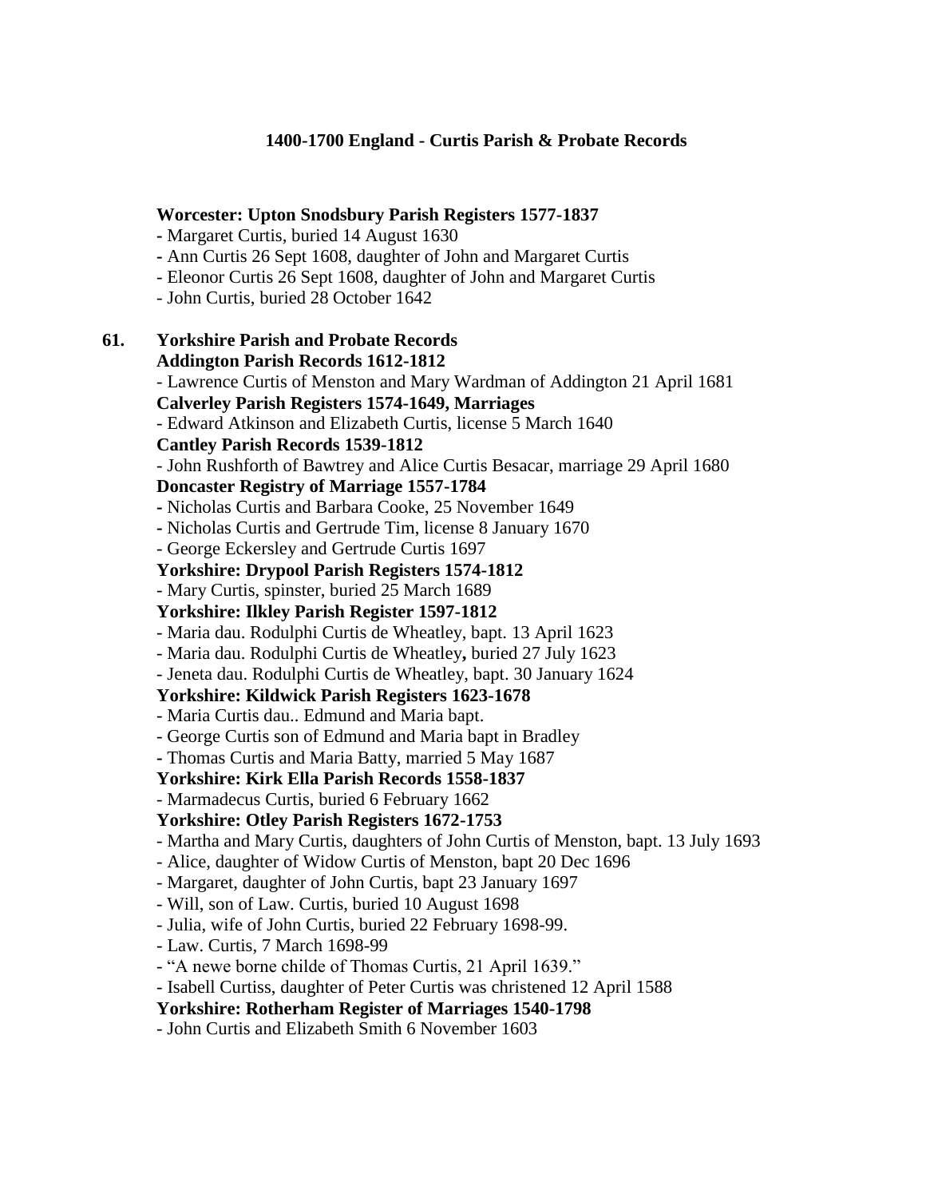**1400-1700 England - Curtis Parish & Probate Records**

**Worcester: Upton Snodsbury Parish Registers 1577-1837**

- Margaret Curtis, buried 14 August 1630
- Ann Curtis 26 Sept 1608, daughter of John and Margaret Curtis
- Eleonor Curtis 26 Sept 1608, daughter of John and Margaret Curtis
- John Curtis, buried 28 October 1642

**61. Yorkshire Parish and Probate Records**

**Addington Parish Records 1612-1812**

- Lawrence Curtis of Menston and Mary Wardman of Addington 21 April 1681

**Calverley Parish Registers 1574-1649, Marriages**

- Edward Atkinson and Elizabeth Curtis, license 5 March 1640

**Cantley Parish Records 1539-1812**

- John Rushforth of Bawtrey and Alice Curtis Besacar, marriage 29 April 1680

**Doncaster Registry of Marriage 1557-1784**

- Nicholas Curtis and Barbara Cooke, 25 November 1649
- Nicholas Curtis and Gertrude Tim, license 8 January 1670
- George Eckersley and Gertrude Curtis 1697

**Yorkshire: Drypool Parish Registers 1574-1812**

- Mary Curtis, spinster, buried 25 March 1689

**Yorkshire: Ilkley Parish Register 1597-1812**

- Maria dau. Rodulphi Curtis de Wheatley, bapt. 13 April 1623
- Maria dau. Rodulphi Curtis de Wheatley**,** buried 27 July 1623
- Jeneta dau. Rodulphi Curtis de Wheatley, bapt. 30 January 1624

**Yorkshire: Kildwick Parish Registers 1623-1678**

- Maria Curtis dau.. Edmund and Maria bapt.
- George Curtis son of Edmund and Maria bapt in Bradley
- Thomas Curtis and Maria Batty, married 5 May 1687

**Yorkshire: Kirk Ella Parish Records 1558-1837**

- Marmadecus Curtis, buried 6 February 1662

**Yorkshire: Otley Parish Registers 1672-1753**

- Martha and Mary Curtis, daughters of John Curtis of Menston, bapt. 13 July 1693
- Alice, daughter of Widow Curtis of Menston, bapt 20 Dec 1696
- Margaret, daughter of John Curtis, bapt 23 January 1697
- Will, son of Law. Curtis, buried 10 August 1698
- Julia, wife of John Curtis, buried 22 February 1698-99.
- Law. Curtis, 7 March 1698-99
- "A newe borne childe of Thomas Curtis, 21 April 1639."
- Isabell Curtiss, daughter of Peter Curtis was christened 12 April 1588

**Yorkshire: Rotherham Register of Marriages 1540-1798**

- John Curtis and Elizabeth Smith 6 November 1603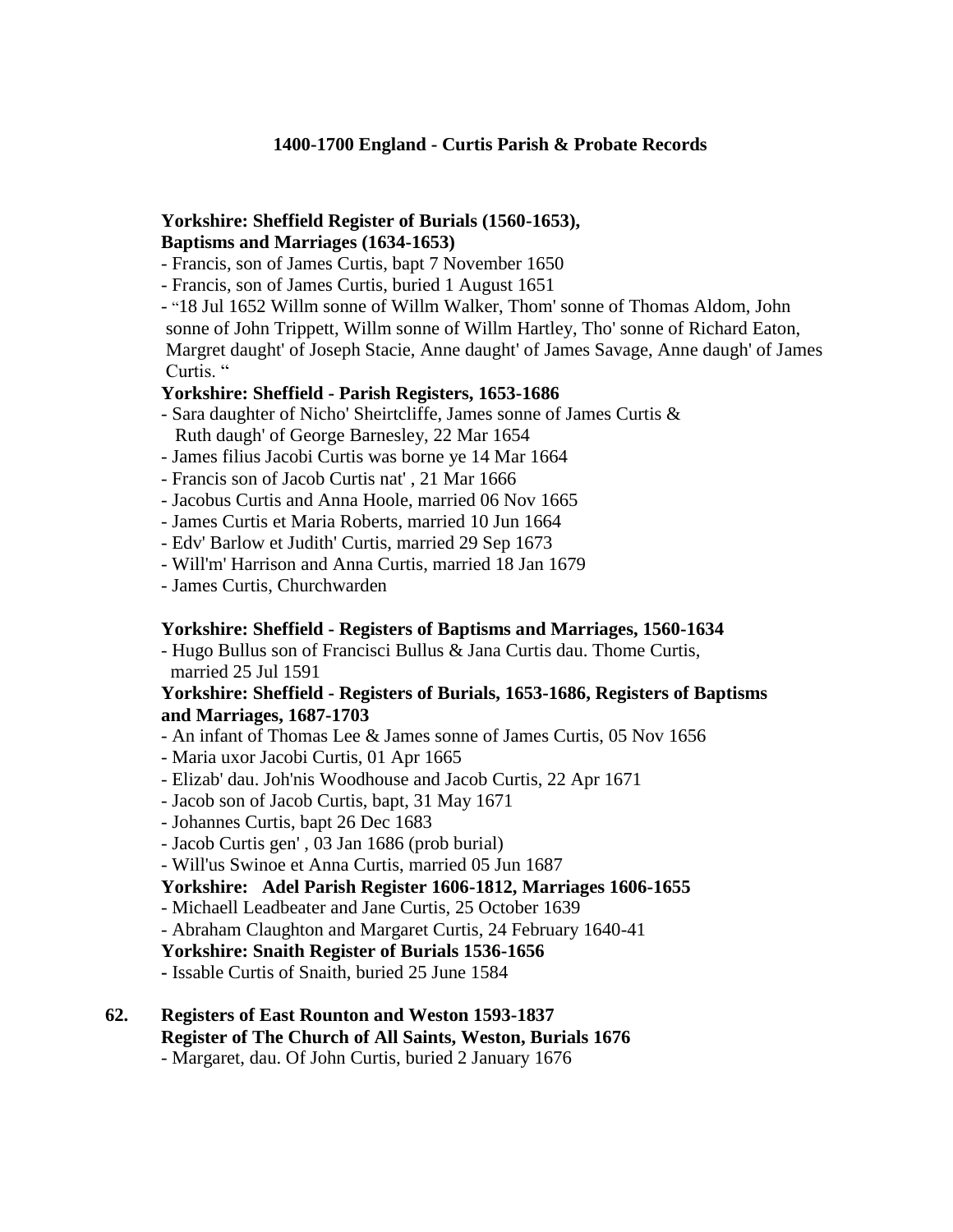**1400-1700 England - Curtis Parish & Probate Records**

**Yorkshire: Sheffield Register of Burials (1560-1653), Baptisms and Marriages (1634-1653)**

- Francis, son of James Curtis, bapt 7 November 1650
- Francis, son of James Curtis, buried 1 August 1651
- "18 Jul 1652 Willm sonne of Willm Walker, Thom' sonne of Thomas Aldom, John sonne of John Trippett, Willm sonne of Willm Hartley, Tho' sonne of Richard Eaton, Margret daught' of Joseph Stacie, Anne daught' of James Savage, Anne daugh' of James Curtis. "

**Yorkshire: Sheffield - Parish Registers, 1653-1686**

- Sara daughter of Nicho' Sheirtcliffe, James sonne of James Curtis & Ruth daugh' of George Barnesley, 22 Mar 1654
- James filius Jacobi Curtis was borne ye 14 Mar 1664
- Francis son of Jacob Curtis nat' , 21 Mar 1666
- Jacobus Curtis and Anna Hoole, married 06 Nov 1665
- James Curtis et Maria Roberts, married 10 Jun 1664
- Edv' Barlow et Judith' Curtis, married 29 Sep 1673
- Will'm' Harrison and Anna Curtis, married 18 Jan 1679
- James Curtis, Churchwarden

**Yorkshire: Sheffield - Registers of Baptisms and Marriages, 1560-1634**

- Hugo Bullus son of Francisci Bullus & Jana Curtis dau. Thome Curtis, married 25 Jul 1591

**Yorkshire: Sheffield - Registers of Burials, 1653-1686, Registers of Baptisms and Marriages, 1687-1703**

- An infant of Thomas Lee & James sonne of James Curtis, 05 Nov 1656
- Maria uxor Jacobi Curtis, 01 Apr 1665
- Elizab' dau. Joh'nis Woodhouse and Jacob Curtis, 22 Apr 1671
- Jacob son of Jacob Curtis, bapt, 31 May 1671
- Johannes Curtis, bapt 26 Dec 1683
- Jacob Curtis gen' , 03 Jan 1686 (prob burial)
- Will'us Swinoe et Anna Curtis, married 05 Jun 1687

**Yorkshire: Adel Parish Register 1606-1812, Marriages 1606-1655**

- Michaell Leadbeater and Jane Curtis, 25 October 1639
- Abraham Claughton and Margaret Curtis, 24 February 1640-41

**Yorkshire: Snaith Register of Burials 1536-1656**

- Issable Curtis of Snaith, buried 25 June 1584

**62. Registers of East Rounton and Weston 1593-1837**
**Register of The Church of All Saints, Weston, Burials 1676**

- Margaret, dau. Of John Curtis, buried 2 January 1676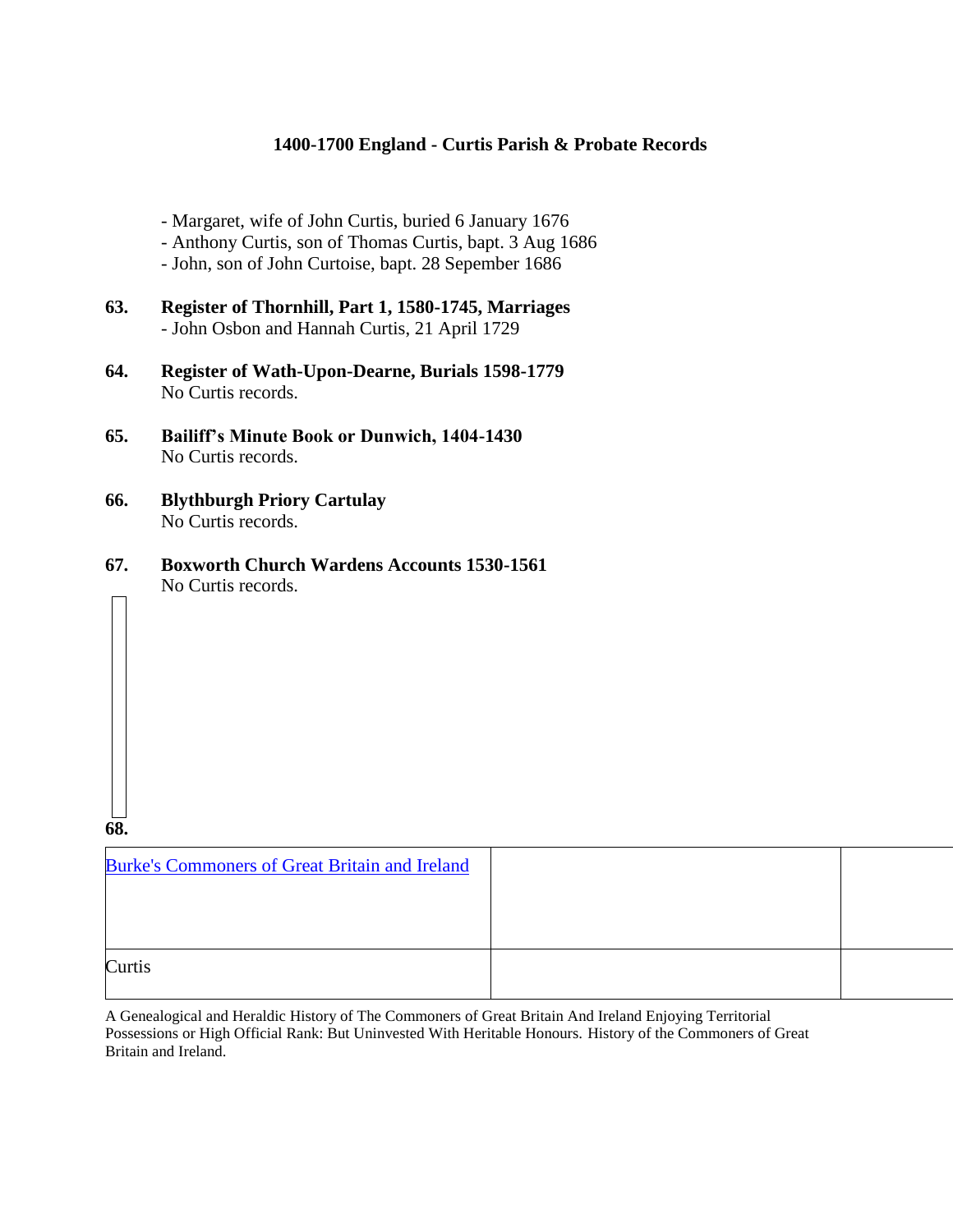# 1400-1700 England - Curtis Parish & Probate Records

- Margaret, wife of John Curtis, buried 6 January 1676
- Anthony Curtis, son of Thomas Curtis, bapt. 3 Aug 1686
- John, son of John Curtoise, bapt. 28 Sepember 1686

**63. Register of Thornhill, Part 1, 1580-1745, Marriages**
- John Osbon and Hannah Curtis, 21 April 1729

**64. Register of Wath-Upon-Dearne, Burials 1598-1779**
No Curtis records.

**65. Bailiff's Minute Book or Dunwich, 1404-1430**
No Curtis records.

**66. Blythburgh Priory Cartulay**
No Curtis records.

**67. Boxworth Church Wardens Accounts 1530-1561**
No Curtis records.

**68.**

| Burke's Commoners of Great Britain and Ireland | | |
|---|---|---|
| Curtis | | |

A Genealogical and Heraldic History of The Commoners of Great Britain And Ireland Enjoying Territorial Possessions or High Official Rank: But Uninvested With Heritable Honours. History of the Commoners of Great Britain and Ireland.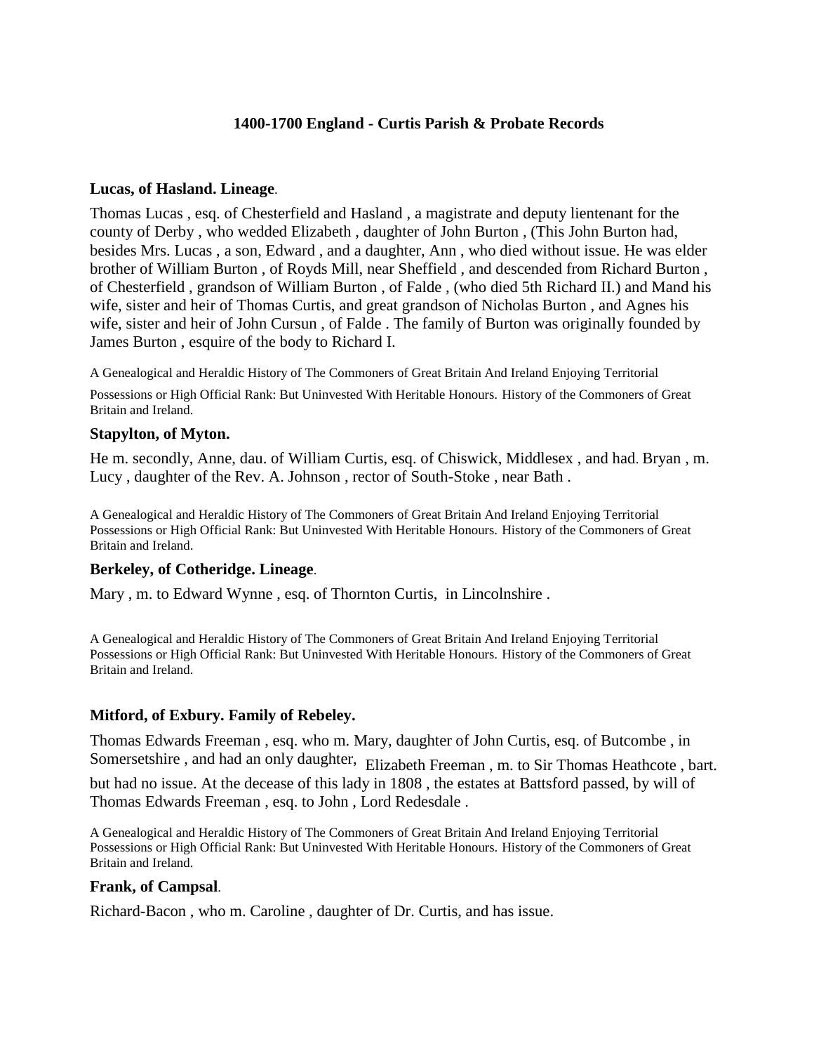## 1400-1700 England - Curtis Parish & Probate Records

### Lucas, of Hasland. Lineage.

Thomas Lucas , esq. of Chesterfield and Hasland , a magistrate and deputy lientenant for the county of Derby , who wedded Elizabeth , daughter of John Burton , (This John Burton had, besides Mrs. Lucas , a son, Edward , and a daughter, Ann , who died without issue. He was elder brother of William Burton , of Royds Mill, near Sheffield , and descended from Richard Burton , of Chesterfield , grandson of William Burton , of Falde , (who died 5th Richard II.) and Mand his wife, sister and heir of Thomas Curtis, and great grandson of Nicholas Burton , and Agnes his wife, sister and heir of John Cursun , of Falde . The family of Burton was originally founded by James Burton , esquire of the body to Richard I.

A Genealogical and Heraldic History of The Commoners of Great Britain And Ireland Enjoying Territorial Possessions or High Official Rank: But Uninvested With Heritable Honours. History of the Commoners of Great Britain and Ireland.

### Stapylton, of Myton.

He m. secondly, Anne, dau. of William Curtis, esq. of Chiswick, Middlesex , and had. Bryan , m. Lucy , daughter of the Rev. A. Johnson , rector of South-Stoke , near Bath .

A Genealogical and Heraldic History of The Commoners of Great Britain And Ireland Enjoying Territorial Possessions or High Official Rank: But Uninvested With Heritable Honours. History of the Commoners of Great Britain and Ireland.

### Berkeley, of Cotheridge. Lineage.

Mary , m. to Edward Wynne , esq. of Thornton Curtis, in Lincolnshire .

A Genealogical and Heraldic History of The Commoners of Great Britain And Ireland Enjoying Territorial Possessions or High Official Rank: But Uninvested With Heritable Honours. History of the Commoners of Great Britain and Ireland.

### Mitford, of Exbury. Family of Rebeley.

Thomas Edwards Freeman , esq. who m. Mary, daughter of John Curtis, esq. of Butcombe , in Somersetshire , and had an only daughter, Elizabeth Freeman , m. to Sir Thomas Heathcote , bart. but had no issue. At the decease of this lady in 1808 , the estates at Battsford passed, by will of Thomas Edwards Freeman , esq. to John , Lord Redesdale .

A Genealogical and Heraldic History of The Commoners of Great Britain And Ireland Enjoying Territorial Possessions or High Official Rank: But Uninvested With Heritable Honours. History of the Commoners of Great Britain and Ireland.

### Frank, of Campsal.

Richard-Bacon , who m. Caroline , daughter of Dr. Curtis, and has issue.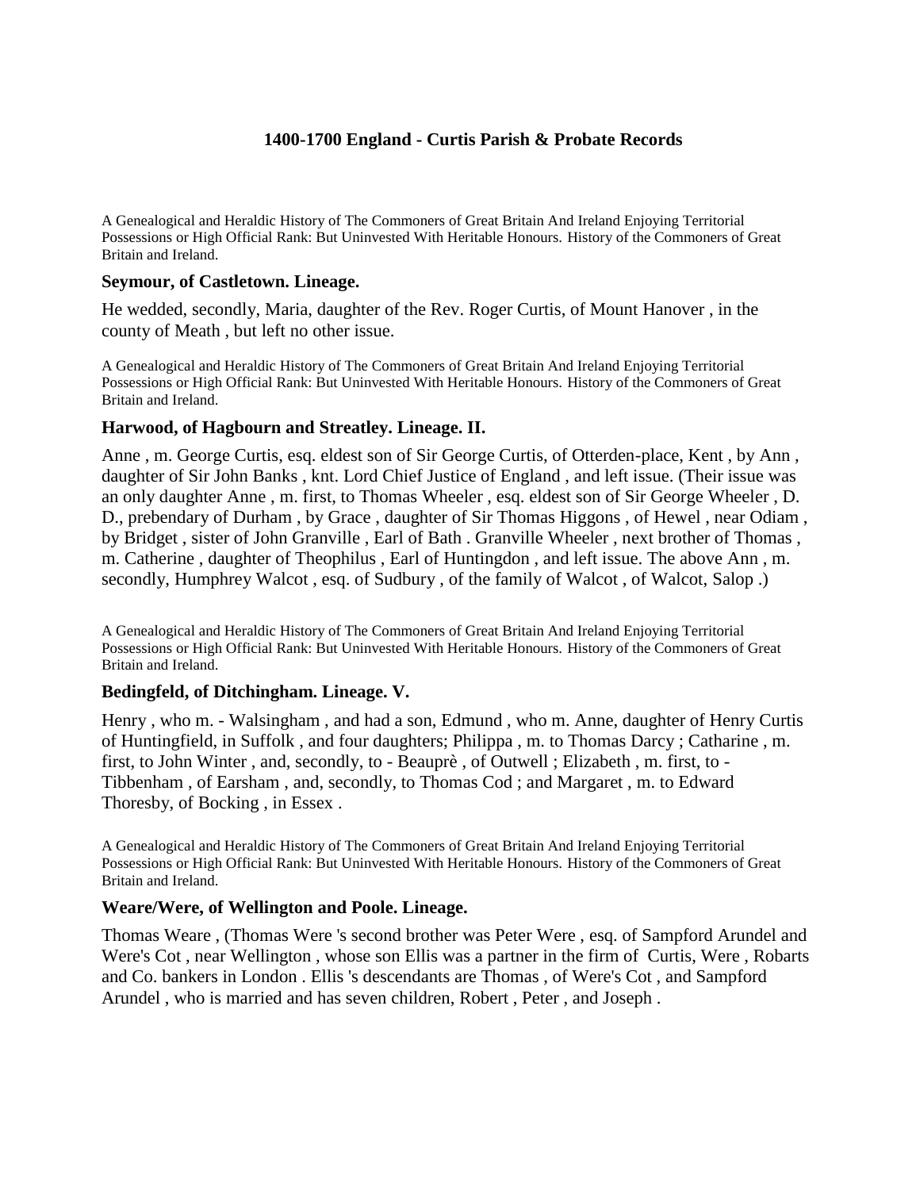# 1400-1700 England - Curtis Parish & Probate Records

A Genealogical and Heraldic History of The Commoners of Great Britain And Ireland Enjoying Territorial Possessions or High Official Rank: But Uninvested With Heritable Honours. History of the Commoners of Great Britain and Ireland.

### Seymour, of Castletown. Lineage.

He wedded, secondly, Maria, daughter of the Rev. Roger Curtis, of Mount Hanover , in the county of Meath , but left no other issue.

A Genealogical and Heraldic History of The Commoners of Great Britain And Ireland Enjoying Territorial Possessions or High Official Rank: But Uninvested With Heritable Honours. History of the Commoners of Great Britain and Ireland.

### Harwood, of Hagbourn and Streatley. Lineage. II.

Anne , m. George Curtis, esq. eldest son of Sir George Curtis, of Otterden-place, Kent , by Ann , daughter of Sir John Banks , knt. Lord Chief Justice of England , and left issue. (Their issue was an only daughter Anne , m. first, to Thomas Wheeler , esq. eldest son of Sir George Wheeler , D. D., prebendary of Durham , by Grace , daughter of Sir Thomas Higgons , of Hewel , near Odiam , by Bridget , sister of John Granville , Earl of Bath . Granville Wheeler , next brother of Thomas , m. Catherine , daughter of Theophilus , Earl of Huntingdon , and left issue. The above Ann , m. secondly, Humphrey Walcot , esq. of Sudbury , of the family of Walcot , of Walcot, Salop .)

A Genealogical and Heraldic History of The Commoners of Great Britain And Ireland Enjoying Territorial Possessions or High Official Rank: But Uninvested With Heritable Honours. History of the Commoners of Great Britain and Ireland.

### Bedingfeld, of Ditchingham. Lineage. V.

Henry , who m. - Walsingham , and had a son, Edmund , who m. Anne, daughter of Henry Curtis of Huntingfield, in Suffolk , and four daughters; Philippa , m. to Thomas Darcy ; Catharine , m. first, to John Winter , and, secondly, to - Beauprè , of Outwell ; Elizabeth , m. first, to - Tibbenham , of Earsham , and, secondly, to Thomas Cod ; and Margaret , m. to Edward Thoresby, of Bocking , in Essex .

A Genealogical and Heraldic History of The Commoners of Great Britain And Ireland Enjoying Territorial Possessions or High Official Rank: But Uninvested With Heritable Honours. History of the Commoners of Great Britain and Ireland.

### Weare/Were, of Wellington and Poole. Lineage.

Thomas Weare , (Thomas Were 's second brother was Peter Were , esq. of Sampford Arundel and Were's Cot , near Wellington , whose son Ellis was a partner in the firm of Curtis, Were , Robarts and Co. bankers in London . Ellis 's descendants are Thomas , of Were's Cot , and Sampford Arundel , who is married and has seven children, Robert , Peter , and Joseph .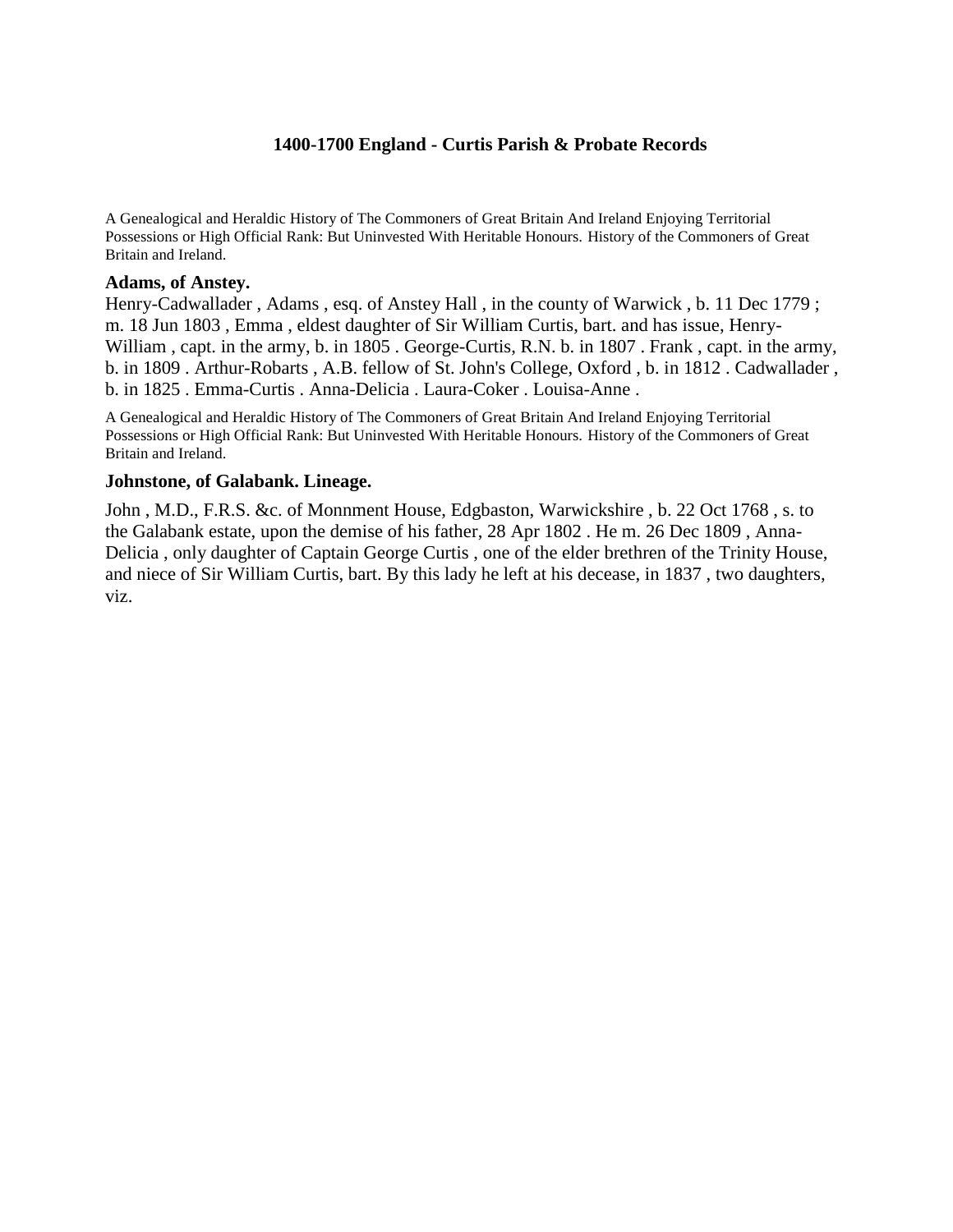# 1400-1700 England - Curtis Parish & Probate Records

A Genealogical and Heraldic History of The Commoners of Great Britain And Ireland Enjoying Territorial Possessions or High Official Rank: But Uninvested With Heritable Honours. History of the Commoners of Great Britain and Ireland.

**Adams, of Anstey.**

Henry-Cadwallader , Adams , esq. of Anstey Hall , in the county of Warwick , b. 11 Dec 1779 ; m. 18 Jun 1803 , Emma , eldest daughter of Sir William Curtis, bart. and has issue, Henry-William , capt. in the army, b. in 1805 . George-Curtis, R.N. b. in 1807 . Frank , capt. in the army, b. in 1809 . Arthur-Robarts , A.B. fellow of St. John's College, Oxford , b. in 1812 . Cadwallader , b. in 1825 . Emma-Curtis . Anna-Delicia . Laura-Coker . Louisa-Anne .

A Genealogical and Heraldic History of The Commoners of Great Britain And Ireland Enjoying Territorial Possessions or High Official Rank: But Uninvested With Heritable Honours. History of the Commoners of Great Britain and Ireland.

**Johnstone, of Galabank. Lineage.**

John , M.D., F.R.S. &c. of Monnment House, Edgbaston, Warwickshire , b. 22 Oct 1768 , s. to the Galabank estate, upon the demise of his father, 28 Apr 1802 . He m. 26 Dec 1809 , Anna-Delicia , only daughter of Captain George Curtis , one of the elder brethren of the Trinity House, and niece of Sir William Curtis, bart. By this lady he left at his decease, in 1837 , two daughters, viz.